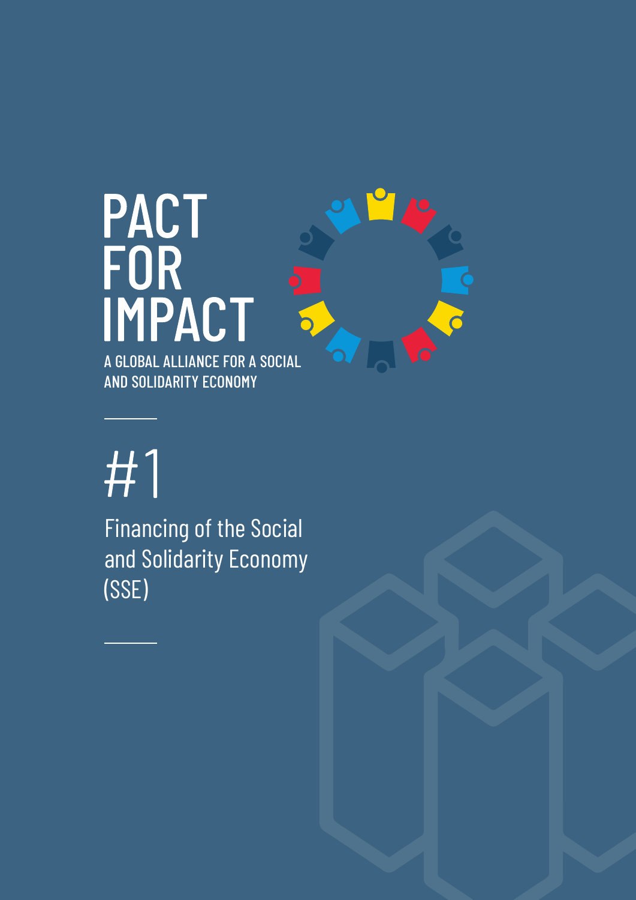# PACT FOR IMPACT

A GLOBAL ALLIANCE FOR A SOCIAL AND SOLIDARITY ECONOMY

## #1

Financing of the Social and Solidarity Economy (SSE)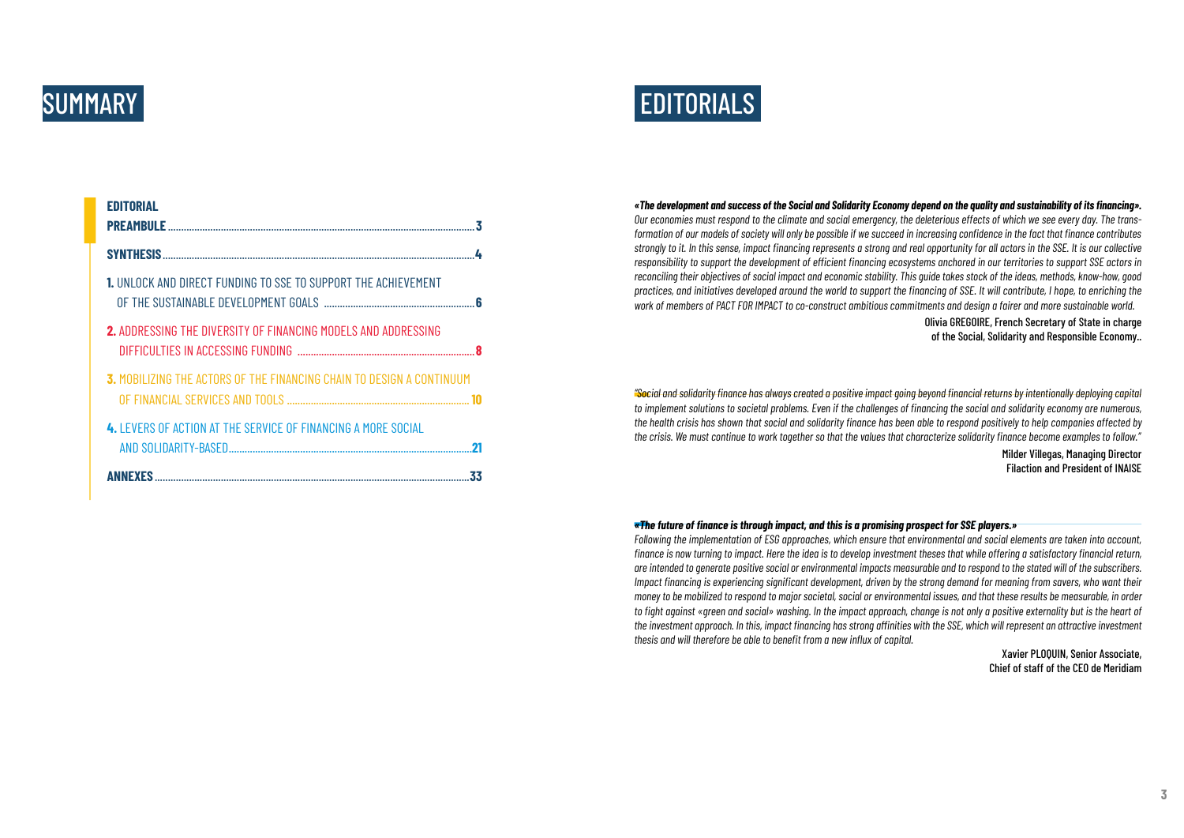# SUMMARY

**EDITORIAL**

**PREAMBULE** .......... 3

**SYNTHESIS** .......... 4

**1.** UNLOCK AND DIRECT FUNDING TO SSE TO SUPPORT THE ACHIEVEMENT OF THE SUSTAINABLE DEVELOPMENT GOALS .......... 6

**2.** ADDRESSING THE DIVERSITY OF FINANCING MODELS AND ADDRESSING DIFFICULTIES IN ACCESSING FUNDING .......... 8

**3.** MOBILIZING THE ACTORS OF THE FINANCING CHAIN TO DESIGN A CONTINUUM OF FINANCIAL SERVICES AND TOOLS .......... 10

**4.** LEVERS OF ACTION AT THE SERVICE OF FINANCING A MORE SOCIAL AND SOLIDARITY-BASED .......... 21

**ANNEXES** .......... 33

# EDITORIALS

***«The development and success of the Social and Solidarity Economy depend on the quality and sustainability of its financing».***
*Our economies must respond to the climate and social emergency, the deleterious effects of which we see every day. The transformation of our models of society will only be possible if we succeed in increasing confidence in the fact that finance contributes strongly to it. In this sense, impact financing represents a strong and real opportunity for all actors in the SSE. It is our collective responsibility to support the development of efficient financing ecosystems anchored in our territories to support SSE actors in reconciling their objectives of social impact and economic stability. This guide takes stock of the ideas, methods, know-how, good practices, and initiatives developed around the world to support the financing of SSE. It will contribute, I hope, to enriching the work of members of PACT FOR IMPACT to co-construct ambitious commitments and design a fairer and more sustainable world.*

Olivia GREGOIRE, French Secretary of State in charge of the Social, Solidarity and Responsible Economy..

*"Social and solidarity finance has always created a positive impact going beyond financial returns by intentionally deploying capital to implement solutions to societal problems. Even if the challenges of financing the social and solidarity economy are numerous, the health crisis has shown that social and solidarity finance has been able to respond positively to help companies affected by the crisis. We must continue to work together so that the values that characterize solidarity finance become examples to follow."*

Milder Villegas, Managing Director Filaction and President of INAISE

***«The future of finance is through impact, and this is a promising prospect for SSE players.»***
*Following the implementation of ESG approaches, which ensure that environmental and social elements are taken into account, finance is now turning to impact. Here the idea is to develop investment theses that while offering a satisfactory financial return, are intended to generate positive social or environmental impacts measurable and to respond to the stated will of the subscribers. Impact financing is experiencing significant development, driven by the strong demand for meaning from savers, who want their money to be mobilized to respond to major societal, social or environmental issues, and that these results be measurable, in order to fight against «green and social» washing. In the impact approach, change is not only a positive externality but is the heart of the investment approach. In this, impact financing has strong affinities with the SSE, which will represent an attractive investment thesis and will therefore be able to benefit from a new influx of capital.*

Xavier PLOQUIN, Senior Associate, Chief of staff of the CEO de Meridiam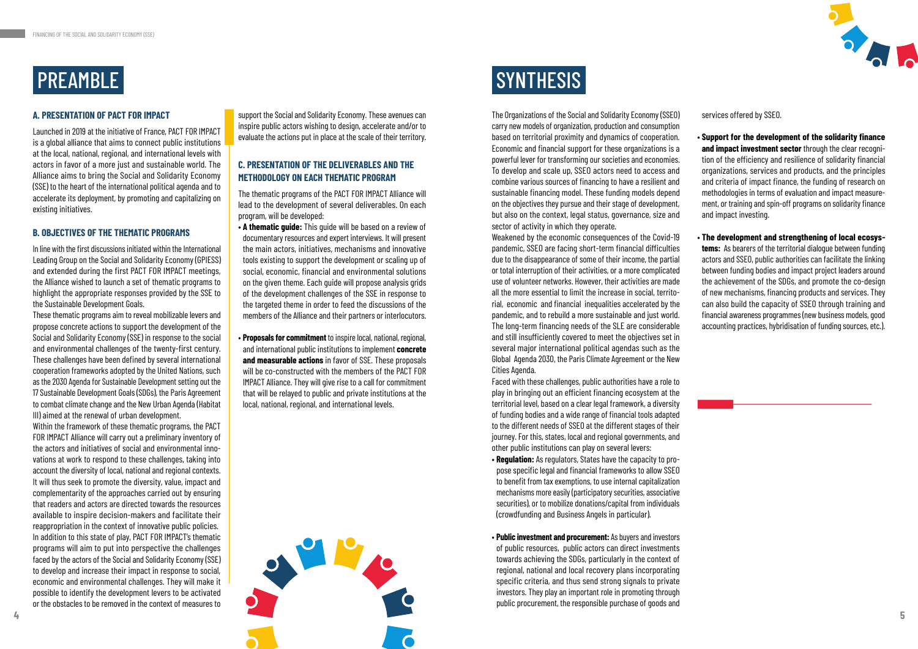# PREAMBLE

### A. PRESENTATION OF PACT FOR IMPACT

Launched in 2019 at the initiative of France, PACT FOR IMPACT is a global alliance that aims to connect public institutions at the local, national, regional, and international levels with actors in favor of a more just and sustainable world. The Alliance aims to bring the Social and Solidarity Economy (SSE) to the heart of the international political agenda and to accelerate its deployment, by promoting and capitalizing on existing initiatives.

### B. OBJECTIVES OF THE THEMATIC PROGRAMS

In line with the first discussions initiated within the International Leading Group on the Social and Solidarity Economy (GPIESS) and extended during the first PACT FOR IMPACT meetings, the Alliance wished to launch a set of thematic programs to highlight the appropriate responses provided by the SSE to the Sustainable Development Goals.

These thematic programs aim to reveal mobilizable levers and propose concrete actions to support the development of the Social and Solidarity Economy (SSE) in response to the social and environmental challenges of the twenty-first century. These challenges have been defined by several international cooperation frameworks adopted by the United Nations, such as the 2030 Agenda for Sustainable Development setting out the 17 Sustainable Development Goals (SDGs), the Paris Agreement to combat climate change and the New Urban Agenda (Habitat III) aimed at the renewal of urban development.

Within the framework of these thematic programs, the PACT FOR IMPACT Alliance will carry out a preliminary inventory of the actors and initiatives of social and environmental innovations at work to respond to these challenges, taking into account the diversity of local, national and regional contexts. It will thus seek to promote the diversity, value, impact and complementarity of the approaches carried out by ensuring that readers and actors are directed towards the resources available to inspire decision-makers and facilitate their reappropriation in the context of innovative public policies.

In addition to this state of play, PACT FOR IMPACT's thematic programs will aim to put into perspective the challenges faced by the actors of the Social and Solidarity Economy (SSE) to develop and increase their impact in response to social, economic and environmental challenges. They will make it possible to identify the development levers to be activated or the obstacles to be removed in the context of measures to support the Social and Solidarity Economy. These avenues can inspire public actors wishing to design, accelerate and/or to evaluate the actions put in place at the scale of their territory.

### C. PRESENTATION OF THE DELIVERABLES AND THE METHODOLOGY ON EACH THEMATIC PROGRAM

The thematic programs of the PACT FOR IMPACT Alliance will lead to the development of several deliverables. On each program, will be developed:

- **A thematic guide:** This guide will be based on a review of documentary resources and expert interviews. It will present the main actors, initiatives, mechanisms and innovative tools existing to support the development or scaling up of social, economic, financial and environmental solutions on the given theme. Each guide will propose analysis grids of the development challenges of the SSE in response to the targeted theme in order to feed the discussions of the members of the Alliance and their partners or interlocutors.

- **Proposals for commitment** to inspire local, national, regional, and international public institutions to implement **concrete and measurable actions** in favor of SSE. These proposals will be co-constructed with the members of the PACT FOR IMPACT Alliance. They will give rise to a call for commitment that will be relayed to public and private institutions at the local, national, regional, and international levels.

# SYNTHESIS

The Organizations of the Social and Solidarity Economy (SSEO) carry new models of organization, production and consumption based on territorial proximity and dynamics of cooperation. Economic and financial support for these organizations is a powerful lever for transforming our societies and economies. To develop and scale up, SSEO actors need to access and combine various sources of financing to have a resilient and sustainable financing model. These funding models depend on the objectives they pursue and their stage of development, but also on the context, legal status, governance, size and sector of activity in which they operate.

Weakened by the economic consequences of the Covid-19 pandemic, SSEO are facing short-term financial difficulties due to the disappearance of some of their income, the partial or total interruption of their activities, or a more complicated use of volunteer networks. However, their activities are made all the more essential to limit the increase in social, territorial, economic and financial inequalities accelerated by the pandemic, and to rebuild a more sustainable and just world. The long-term financing needs of the SLE are considerable and still insufficiently covered to meet the objectives set in several major international political agendas such as the Global Agenda 2030, the Paris Climate Agreement or the New Cities Agenda.

Faced with these challenges, public authorities have a role to play in bringing out an efficient financing ecosystem at the territorial level, based on a clear legal framework, a diversity of funding bodies and a wide range of financial tools adapted to the different needs of SSEO at the different stages of their journey. For this, states, local and regional governments, and other public institutions can play on several levers:

- **Regulation:** As regulators, States have the capacity to propose specific legal and financial frameworks to allow SSEO to benefit from tax exemptions, to use internal capitalization mechanisms more easily (participatory securities, associative securities), or to mobilize donations/capital from individuals (crowdfunding and Business Angels in particular).

- **Public investment and procurement:** As buyers and investors of public resources, public actors can direct investments towards achieving the SDGs, particularly in the context of regional, national and local recovery plans incorporating specific criteria, and thus send strong signals to private investors. They play an important role in promoting through public procurement, the responsible purchase of goods and services offered by SSEO.

- **Support for the development of the solidarity finance and impact investment sector** through the clear recognition of the efficiency and resilience of solidarity financial organizations, services and products, and the principles and criteria of impact finance, the funding of research on methodologies in terms of evaluation and impact measurement, or training and spin-off programs on solidarity finance and impact investing.

- **The development and strengthening of local ecosystems:** As bearers of the territorial dialogue between funding actors and SSEO, public authorities can facilitate the linking between funding bodies and impact project leaders around the achievement of the SDGs, and promote the co-design of new mechanisms, financing products and services. They can also build the capacity of SSEO through training and financial awareness programmes (new business models, good accounting practices, hybridisation of funding sources, etc.).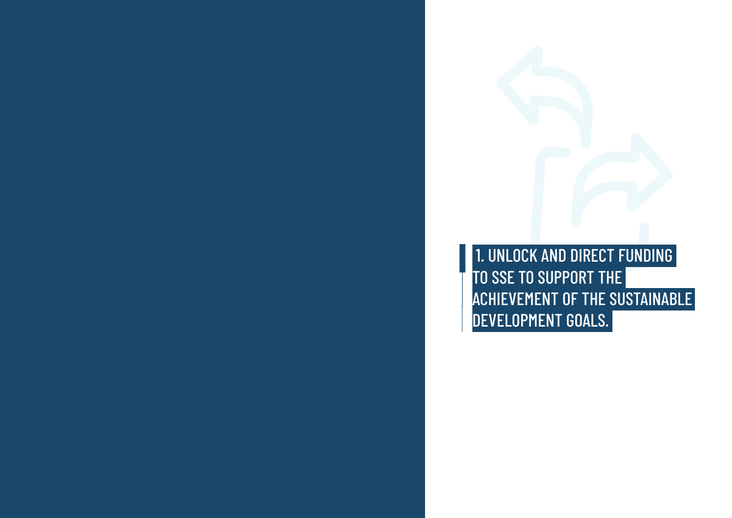# 1. UNLOCK AND DIRECT FUNDING TO SSE TO SUPPORT THE ACHIEVEMENT OF THE SUSTAINABLE DEVELOPMENT GOALS.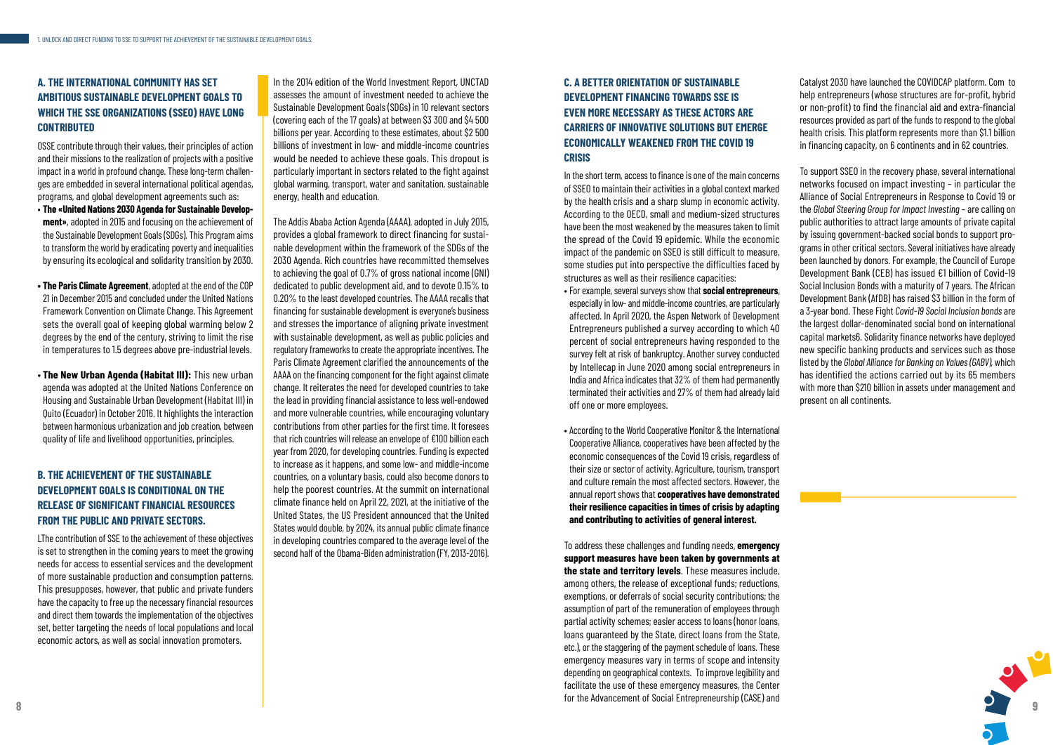## A. THE INTERNATIONAL COMMUNITY HAS SET AMBITIOUS SUSTAINABLE DEVELOPMENT GOALS TO WHICH THE SSE ORGANIZATIONS (SSEO) HAVE LONG CONTRIBUTED

OSSE contribute through their values, their principles of action and their missions to the realization of projects with a positive impact in a world in profound change. These long-term challenges are embedded in several international political agendas, programs, and global development agreements such as:

- **The «United Nations 2030 Agenda for Sustainable Development»**, adopted in 2015 and focusing on the achievement of the Sustainable Development Goals (SDGs). This Program aims to transform the world by eradicating poverty and inequalities by ensuring its ecological and solidarity transition by 2030.

- **The Paris Climate Agreement**, adopted at the end of the COP 21 in December 2015 and concluded under the United Nations Framework Convention on Climate Change. This Agreement sets the overall goal of keeping global warming below 2 degrees by the end of the century, striving to limit the rise in temperatures to 1.5 degrees above pre-industrial levels.

- **The New Urban Agenda (Habitat III):** This new urban agenda was adopted at the United Nations Conference on Housing and Sustainable Urban Development (Habitat III) in Quito (Ecuador) in October 2016. It highlights the interaction between harmonious urbanization and job creation, between quality of life and livelihood opportunities, principles.

## B. THE ACHIEVEMENT OF THE SUSTAINABLE DEVELOPMENT GOALS IS CONDITIONAL ON THE RELEASE OF SIGNIFICANT FINANCIAL RESOURCES FROM THE PUBLIC AND PRIVATE SECTORS.

LThe contribution of SSE to the achievement of these objectives is set to strengthen in the coming years to meet the growing needs for access to essential services and the development of more sustainable production and consumption patterns. This presupposes, however, that public and private funders have the capacity to free up the necessary financial resources and direct them towards the implementation of the objectives set, better targeting the needs of local populations and local economic actors, as well as social innovation promoters.

In the 2014 edition of the World Investment Report, UNCTAD assesses the amount of investment needed to achieve the Sustainable Development Goals (SDGs) in 10 relevant sectors (covering each of the 17 goals) at between $3 300 and $4 500 billions per year. According to these estimates, about $2 500 billions of investment in low- and middle-income countries would be needed to achieve these goals. This dropout is particularly important in sectors related to the fight against global warming, transport, water and sanitation, sustainable energy, health and education.

The Addis Ababa Action Agenda (AAAA), adopted in July 2015, provides a global framework to direct financing for sustainable development within the framework of the SDGs of the 2030 Agenda. Rich countries have recommitted themselves to achieving the goal of 0.7% of gross national income (GNI) dedicated to public development aid, and to devote 0.15% to 0.20% to the least developed countries. The AAAA recalls that financing for sustainable development is everyone's business and stresses the importance of aligning private investment with sustainable development, as well as public policies and regulatory frameworks to create the appropriate incentives. The Paris Climate Agreement clarified the announcements of the AAAA on the financing component for the fight against climate change. It reiterates the need for developed countries to take the lead in providing financial assistance to less well-endowed and more vulnerable countries, while encouraging voluntary contributions from other parties for the first time. It foresees that rich countries will release an envelope of €100 billion each year from 2020, for developing countries. Funding is expected to increase as it happens, and some low- and middle-income countries, on a voluntary basis, could also become donors to help the poorest countries. At the summit on international climate finance held on April 22, 2021, at the initiative of the United States, the US President announced that the United States would double, by 2024, its annual public climate finance in developing countries compared to the average level of the second half of the Obama-Biden administration (FY, 2013-2016).

## C. A BETTER ORIENTATION OF SUSTAINABLE DEVELOPMENT FINANCING TOWARDS SSE IS EVEN MORE NECESSARY AS THESE ACTORS ARE CARRIERS OF INNOVATIVE SOLUTIONS BUT EMERGE ECONOMICALLY WEAKENED FROM THE COVID 19 CRISIS

In the short term, access to finance is one of the main concerns of SSEO to maintain their activities in a global context marked by the health crisis and a sharp slump in economic activity. According to the OECD, small and medium-sized structures have been the most weakened by the measures taken to limit the spread of the Covid 19 epidemic. While the economic impact of the pandemic on SSEO is still difficult to measure, some studies put into perspective the difficulties faced by structures as well as their resilience capacities:

- For example, several surveys show that **social entrepreneurs**, especially in low- and middle-income countries, are particularly affected. In April 2020, the Aspen Network of Development Entrepreneurs published a survey according to which 40 percent of social entrepreneurs having responded to the survey felt at risk of bankruptcy. Another survey conducted by Intellecap in June 2020 among social entrepreneurs in India and Africa indicates that 32% of them had permanently terminated their activities and 27% of them had already laid off one or more employees.

- According to the World Cooperative Monitor & the International Cooperative Alliance, cooperatives have been affected by the economic consequences of the Covid 19 crisis, regardless of their size or sector of activity. Agriculture, tourism, transport and culture remain the most affected sectors. However, the annual report shows that **cooperatives have demonstrated their resilience capacities in times of crisis by adapting and contributing to activities of general interest.**

To address these challenges and funding needs, **emergency support measures have been taken by governments at the state and territory levels**. These measures include, among others, the release of exceptional funds; reductions, exemptions, or deferrals of social security contributions; the assumption of part of the remuneration of employees through partial activity schemes; easier access to loans (honor loans, loans guaranteed by the State, direct loans from the State, etc.), or the staggering of the payment schedule of loans. These emergency measures vary in terms of scope and intensity depending on geographical contexts. To improve legibility and facilitate the use of these emergency measures, the Center for the Advancement of Social Entrepreneurship (CASE) and Catalyst 2030 have launched the COVIDCAP platform. Com to help entrepreneurs (whose structures are for-profit, hybrid or non-profit) to find the financial aid and extra-financial resources provided as part of the funds to respond to the global health crisis. This platform represents more than $1.1 billion in financing capacity, on 6 continents and in 62 countries.

To support SSEO in the recovery phase, several international networks focused on impact investing – in particular the Alliance of Social Entrepreneurs in Response to Covid 19 or the *Global Steering Group for Impact Investing* – are calling on public authorities to attract large amounts of private capital by issuing government-backed social bonds to support programs in other critical sectors. Several initiatives have already been launched by donors. For example, the Council of Europe Development Bank (CEB) has issued €1 billion of Covid-19 Social Inclusion Bonds with a maturity of 7 years. The African Development Bank (AfDB) has raised $3 billion in the form of a 3-year bond. These Fight *Covid-19 Social Inclusion bonds* are the largest dollar-denominated social bond on international capital markets6. Solidarity finance networks have deployed new specific banking products and services such as those listed by the *Global Alliance for Banking on Values (GABV)*, which has identified the actions carried out by its 65 members with more than $210 billion in assets under management and present on all continents.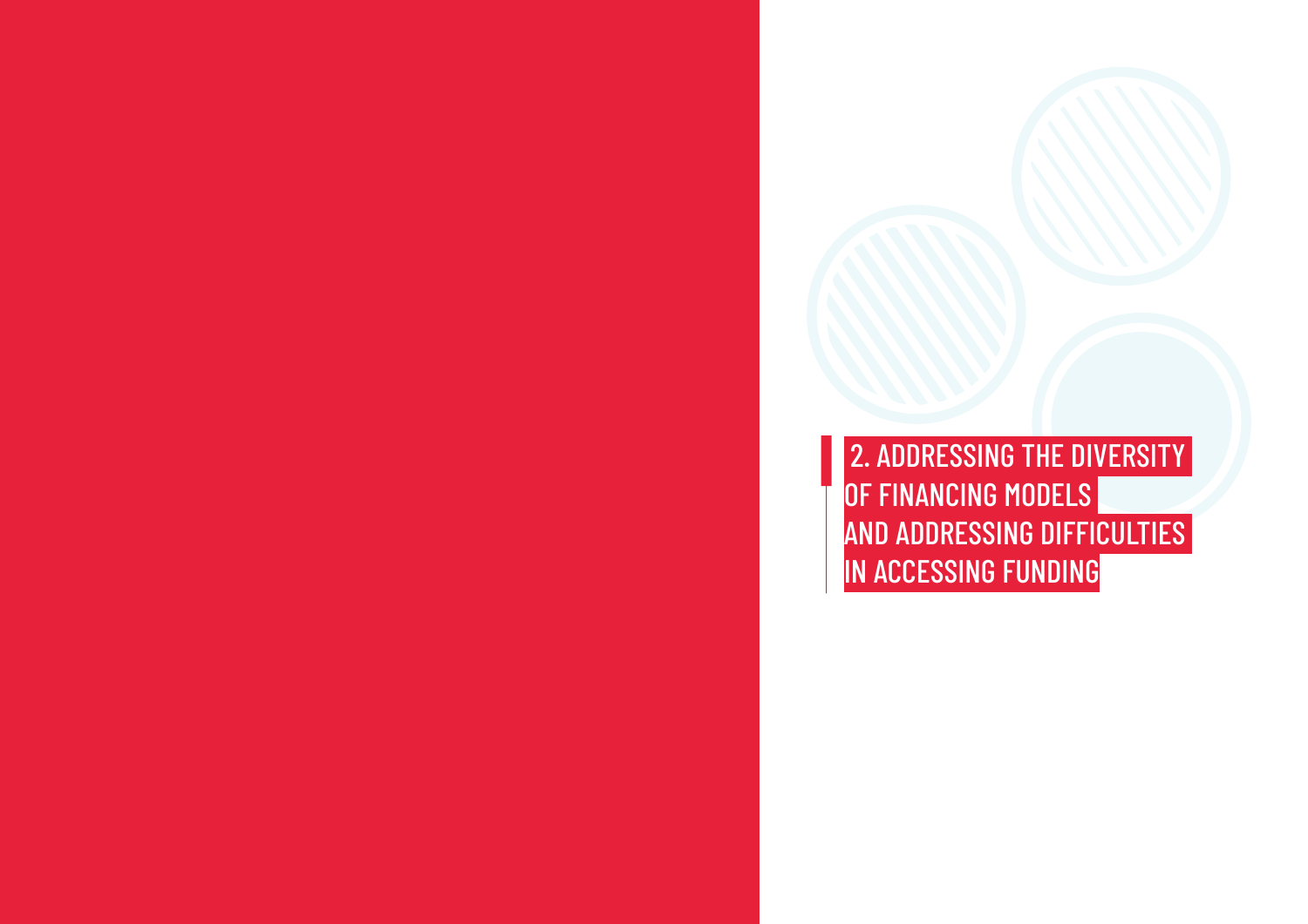# 2. ADDRESSING THE DIVERSITY OF FINANCING MODELS AND ADDRESSING DIFFICULTIES IN ACCESSING FUNDING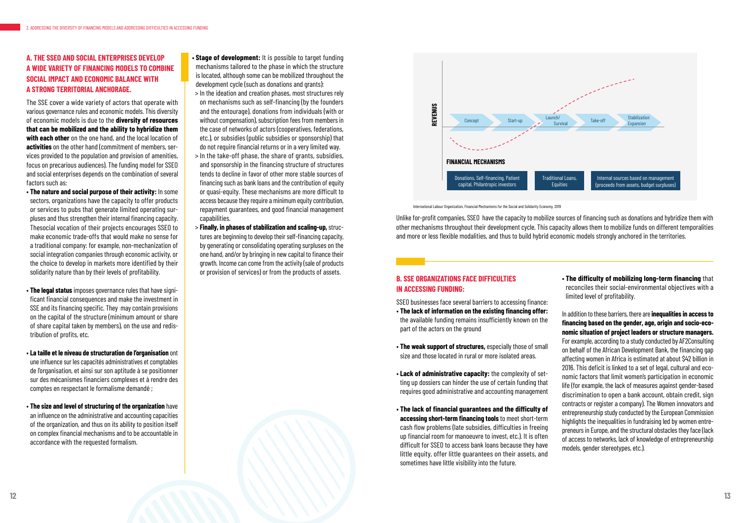## A. THE SSEO AND SOCIAL ENTERPRISES DEVELOP A WIDE VARIETY OF FINANCING MODELS TO COMBINE SOCIAL IMPACT AND ECONOMIC BALANCE WITH A STRONG TERRITORIAL ANCHORAGE.

The SSE cover a wide variety of actors that operate with various governance rules and economic models. This diversity of economic models is due to the **diversity of resources that can be mobilized and the ability to hybridize them with each other** on the one hand, and the local location of **activities** on the other hand (commitment of members, services provided to the population and provision of amenities, focus on precarious audiences). The funding model for SSEO and social enterprises depends on the combination of several factors such as:

- **The nature and social purpose of their activity:** In some sectors, organizations have the capacity to offer products or services to pubs that generate limited operating surpluses and thus strengthen their internal financing capacity. Thesocial vocation of their projects encourages SSEO to make economic trade-offs that would make no sense for a traditional company: for example, non-mechanization of social integration companies through economic activity, or the choice to develop in markets more identified by their solidarity nature than by their levels of profitability.

- **The legal status** imposes governance rules that have significant financial consequences and make the investment in SSE and its financing specific. They may contain provisions on the capital of the structure (minimum amount or share of share capital taken by members), on the use and redistribution of profits, etc.

- **La taille et le niveau de structuration de l'organisation** ont une influence sur les capacités administratives et comptables de l'organisation, et ainsi sur son aptitude à se positionner sur des mécanismes financiers complexes et à rendre des comptes en respectant le formalisme demandé ;

- **The size and level of structuring of the organization** have an influence on the administrative and accounting capacities of the organization, and thus on its ability to position itself on complex financial mechanisms and to be accountable in accordance with the requested formalism.

- **Stage of development:** It is possible to target funding mechanisms tailored to the phase in which the structure is located, although some can be mobilized throughout the development cycle (such as donations and grants):
  - > In the ideation and creation phases, most structures rely on mechanisms such as self-financing (by the founders and the entourage), donations from individuals (with or without compensation), subscription fees from members in the case of networks of actors (cooperatives, federations, etc.), or subsidies (public subsidies or sponsorship) that do not require financial returns or in a very limited way.
  - > In the take-off phase, the share of grants, subsidies, and sponsorship in the financing structure of structures tends to decline in favor of other more stable sources of financing such as bank loans and the contribution of equity or quasi-equity. These mechanisms are more difficult to access because they require a minimum equity contribution, repayment guarantees, and good financial management capabilities.
  - > **Finally, in phases of stabilization and scaling-up,** structures are beginning to develop their self-financing capacity, by generating or consolidating operating surpluses on the one hand, and/or by bringing in new capital to finance their growth. Income can come from the activity (sale of products or provision of services) or from the products of assets.

REVENUS

Concept | Start-up | Launch/Survival | Take-off | Stabilization Expansion

FINANCIAL MECHANISMS

| Donations, Self-financing, Patient capital, Philantropic investors | Traditional Loans, Equities | Internal sources based on management (proceeds from assets, budget surpluses) |
|---|---|---|

International Labour Organization, Financial Mechanisms for the Social and Solidarity Economy, 2019

Unlike for-profit companies, SSEO have the capacity to mobilize sources of financing such as donations and hybridize them with other mechanisms throughout their development cycle. This capacity allows them to mobilize funds on different temporalities and more or less flexible modalities, and thus to build hybrid economic models strongly anchored in the territories.

## B. SSE ORGANIZATIONS FACE DIFFICULTIES IN ACCESSING FUNDING:

SSEO businesses face several barriers to accessing finance:

- **The lack of information on the existing financing offer:** the available funding remains insufficiently known on the part of the actors on the ground

- **The weak support of structures,** especially those of small size and those located in rural or more isolated areas.

- **Lack of administrative capacity:** the complexity of setting up dossiers can hinder the use of certain funding that requires good administrative and accounting management

- **The lack of financial guarantees and the difficulty of accessing short-term financing tools** to meet short-term cash flow problems (late subsidies, difficulties in freeing up financial room for manoeuvre to invest, etc.). It is often difficult for SSEO to access bank loans because they have little equity, offer little guarantees on their assets, and sometimes have little visibility into the future.

- **The difficulty of mobilizing long-term financing** that reconciles their social-environmental objectives with a limited level of profitability.

In addition to these barriers, there are **inequalities in access to financing based on the gender, age, origin and socio-economic situation of project leaders or structure managers.** For example, according to a study conducted by AF2Consulting on behalf of the African Development Bank, the financing gap affecting women in Africa is estimated at about $42 billion in 2016. This deficit is linked to a set of legal, cultural and economic factors that limit women's participation in economic life (for example, the lack of measures against gender-based discrimination to open a bank account, obtain credit, sign contracts or register a company). The Women innovators and entrepreneurship study conducted by the European Commission highlights the inequalities in fundraising led by women entrepreneurs in Europe, and the structural obstacles they face (lack of access to networks, lack of knowledge of entrepreneurship models, gender stereotypes, etc.).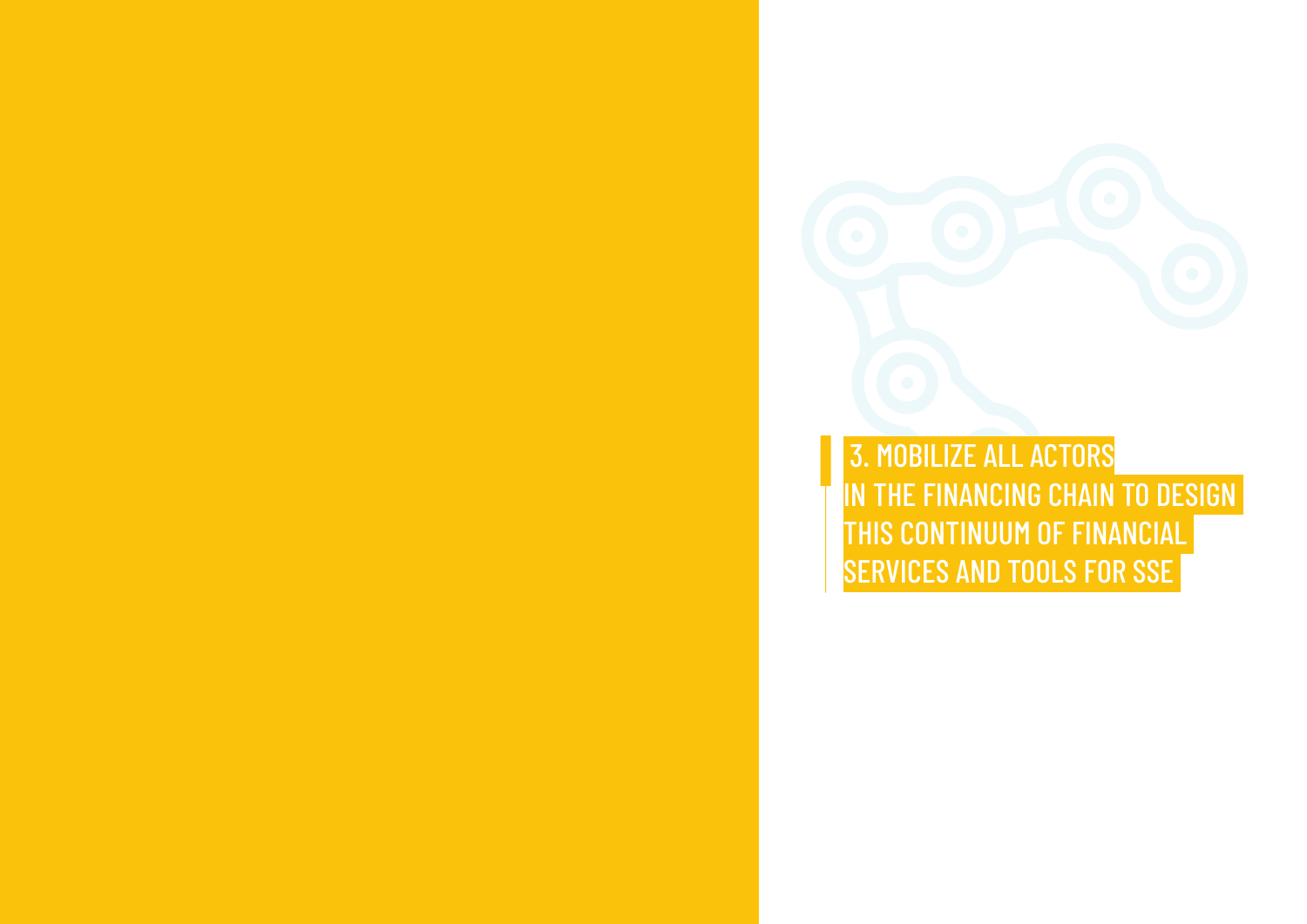# 3. MOBILIZE ALL ACTORS IN THE FINANCING CHAIN TO DESIGN THIS CONTINUUM OF FINANCIAL SERVICES AND TOOLS FOR SSE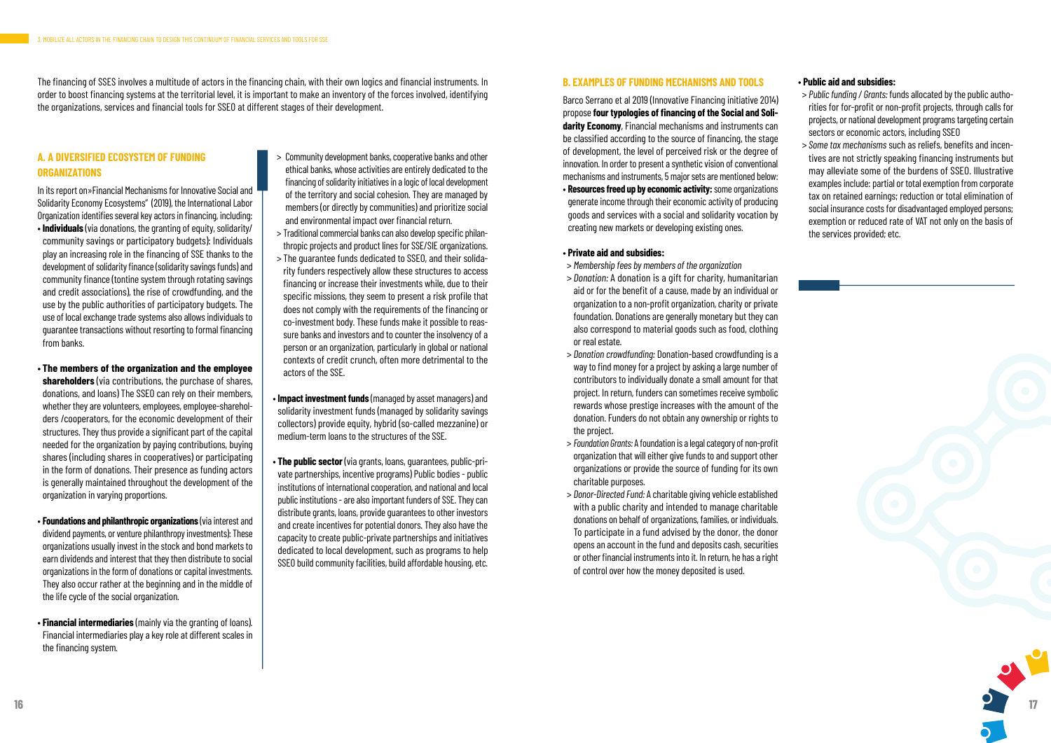The financing of SSES involves a multitude of actors in the financing chain, with their own logics and financial instruments. In order to boost financing systems at the territorial level, it is important to make an inventory of the forces involved, identifying the organizations, services and financial tools for SSEO at different stages of their development.

## A. A DIVERSIFIED ECOSYSTEM OF FUNDING ORGANIZATIONS

In its report on»Financial Mechanisms for Innovative Social and Solidarity Economy Ecosystems" (2019), the International Labor Organization identifies several key actors in financing, including:

- **Individuals** (via donations, the granting of equity, solidarity/ community savings or participatory budgets): Individuals play an increasing role in the financing of SSE thanks to the development of solidarity finance (solidarity savings funds) and community finance (tontine system through rotating savings and credit associations), the rise of crowdfunding, and the use by the public authorities of participatory budgets. The use of local exchange trade systems also allows individuals to guarantee transactions without resorting to formal financing from banks.

- **The members of the organization and the employee shareholders** (via contributions, the purchase of shares, donations, and loans) The SSEO can rely on their members, whether they are volunteers, employees, employee-shareholders /cooperators, for the economic development of their structures. They thus provide a significant part of the capital needed for the organization by paying contributions, buying shares (including shares in cooperatives) or participating in the form of donations. Their presence as funding actors is generally maintained throughout the development of the organization in varying proportions.

- **Foundations and philanthropic organizations** (via interest and dividend payments, or venture philanthropy investments): These organizations usually invest in the stock and bond markets to earn dividends and interest that they then distribute to social organizations in the form of donations or capital investments. They also occur rather at the beginning and in the middle of the life cycle of the social organization.

- **Financial intermediaries** (mainly via the granting of loans). Financial intermediaries play a key role at different scales in the financing system.
  - > Community development banks, cooperative banks and other ethical banks, whose activities are entirely dedicated to the financing of solidarity initiatives in a logic of local development of the territory and social cohesion. They are managed by members (or directly by communities) and prioritize social and environmental impact over financial return.
  - > Traditional commercial banks can also develop specific philanthropic projects and product lines for SSE/SIE organizations.
  - > The guarantee funds dedicated to SSEO, and their solidarity funders respectively allow these structures to access financing or increase their investments while, due to their specific missions, they seem to present a risk profile that does not comply with the requirements of the financing or co-investment body. These funds make it possible to reassure banks and investors and to counter the insolvency of a person or an organization, particularly in global or national contexts of credit crunch, often more detrimental to the actors of the SSE.

- **Impact investment funds** (managed by asset managers) and solidarity investment funds (managed by solidarity savings collectors) provide equity, hybrid (so-called mezzanine) or medium-term loans to the structures of the SSE.

- **The public sector** (via grants, loans, guarantees, public-private partnerships, incentive programs) Public bodies - public institutions of international cooperation, and national and local public institutions - are also important funders of SSE. They can distribute grants, loans, provide guarantees to other investors and create incentives for potential donors. They also have the capacity to create public-private partnerships and initiatives dedicated to local development, such as programs to help SSEO build community facilities, build affordable housing, etc.

## B. EXAMPLES OF FUNDING MECHANISMS AND TOOLS

Barco Serrano et al 2019 (Innovative Financing initiative 2014) propose **four typologies of financing of the Social and Solidarity Economy**, Financial mechanisms and instruments can be classified according to the source of financing, the stage of development, the level of perceived risk or the degree of innovation. In order to present a synthetic vision of conventional mechanisms and instruments, 5 major sets are mentioned below:

- **Resources freed up by economic activity:** some organizations generate income through their economic activity of producing goods and services with a social and solidarity vocation by creating new markets or developing existing ones.

- **Private aid and subsidies:**
  - > *Membership fees by members of the organization*
  - > *Donation:* A donation is a gift for charity, humanitarian aid or for the benefit of a cause, made by an individual or organization to a non-profit organization, charity or private foundation. Donations are generally monetary but they can also correspond to material goods such as food, clothing or real estate.
  - > *Donation crowdfunding:* Donation-based crowdfunding is a way to find money for a project by asking a large number of contributors to individually donate a small amount for that project. In return, funders can sometimes receive symbolic rewards whose prestige increases with the amount of the donation. Funders do not obtain any ownership or rights to the project.
  - > *Foundation Grants:* A foundation is a legal category of non-profit organization that will either give funds to and support other organizations or provide the source of funding for its own charitable purposes.
  - > *Donor-Directed Fund:* A charitable giving vehicle established with a public charity and intended to manage charitable donations on behalf of organizations, families, or individuals. To participate in a fund advised by the donor, the donor opens an account in the fund and deposits cash, securities or other financial instruments into it. In return, he has a right of control over how the money deposited is used.

- **Public aid and subsidies:**
  - > *Public funding / Grants:* funds allocated by the public authorities for for-profit or non-profit projects, through calls for projects, or national development programs targeting certain sectors or economic actors, including SSEO
  - > *Some tax mechanisms* such as reliefs, benefits and incentives are not strictly speaking financing instruments but may alleviate some of the burdens of SSEO. Illustrative examples include: partial or total exemption from corporate tax on retained earnings; reduction or total elimination of social insurance costs for disadvantaged employed persons; exemption or reduced rate of VAT not only on the basis of the services provided; etc.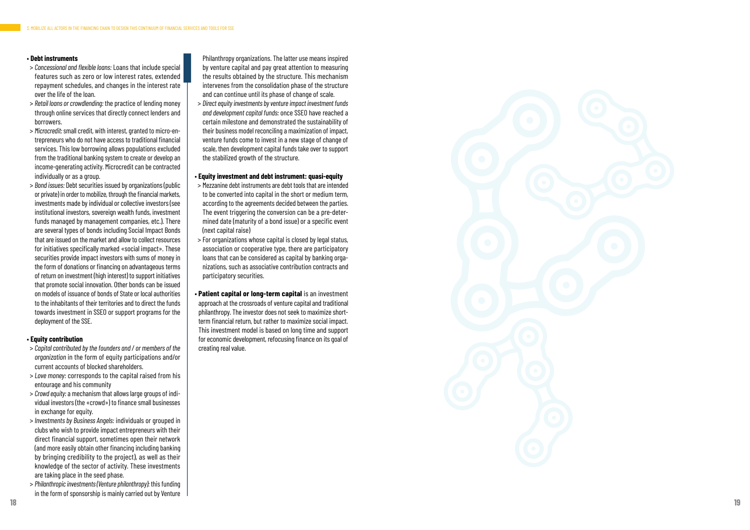- **Debt instruments**
  - > *Concessional and flexible loans:* Loans that include special features such as zero or low interest rates, extended repayment schedules, and changes in the interest rate over the life of the loan.
  - > *Retail loans or crowdlending:* the practice of lending money through online services that directly connect lenders and borrowers.
  - > *Microcredit:* small credit, with interest, granted to micro-entrepreneurs who do not have access to traditional financial services. This low borrowing allows populations excluded from the traditional banking system to create or develop an income-generating activity. Microcredit can be contracted individually or as a group.
  - > *Bond issues:* Debt securities issued by organizations (public or private) in order to mobilize, through the financial markets, investments made by individual or collective investors (see institutional investors, sovereign wealth funds, investment funds managed by management companies, etc.). There are several types of bonds including Social Impact Bonds that are issued on the market and allow to collect resources for initiatives specifically marked «social impact». These securities provide impact investors with sums of money in the form of donations or financing on advantageous terms of return on investment (high interest) to support initiatives that promote social innovation. Other bonds can be issued on models of issuance of bonds of State or local authorities to the inhabitants of their territories and to direct the funds towards investment in SSEO or support programs for the deployment of the SSE.

- **Equity contribution**
  - > *Capital contributed by the founders and / or members of the organization* in the form of equity participations and/or current accounts of blocked shareholders.
  - > *Love money:* corresponds to the capital raised from his entourage and his community
  - > *Crowd equity:* a mechanism that allows large groups of individual investors (the «crowd») to finance small businesses in exchange for equity.
  - > *Investments by Business Angels:* individuals or grouped in clubs who wish to provide impact entrepreneurs with their direct financial support, sometimes open their network (and more easily obtain other financing including banking by bringing credibility to the project), as well as their knowledge of the sector of activity. These investments are taking place in the seed phase.
  - > *Philanthropic investments (Venture philanthropy):* this funding in the form of sponsorship is mainly carried out by Venture Philanthropy organizations. The latter use means inspired by venture capital and pay great attention to measuring the results obtained by the structure. This mechanism intervenes from the consolidation phase of the structure and can continue until its phase of change of scale.
  - > *Direct equity investments by venture impact investment funds and development capital funds:* once SSEO have reached a certain milestone and demonstrated the sustainability of their business model reconciling a maximization of impact, venture funds come to invest in a new stage of change of scale, then development capital funds take over to support the stabilized growth of the structure.

- **Equity investment and debt instrument: quasi-equity**
  - > Mezzanine debt instruments are debt tools that are intended to be converted into capital in the short or medium term, according to the agreements decided between the parties. The event triggering the conversion can be a pre-determined date (maturity of a bond issue) or a specific event (next capital raise)
  - > For organizations whose capital is closed by legal status, association or cooperative type, there are participatory loans that can be considered as capital by banking organizations, such as associative contribution contracts and participatory securities.

- **Patient capital or long-term capital** is an investment approach at the crossroads of venture capital and traditional philanthropy. The investor does not seek to maximize short-term financial return, but rather to maximize social impact. This investment model is based on long time and support for economic development, refocusing finance on its goal of creating real value.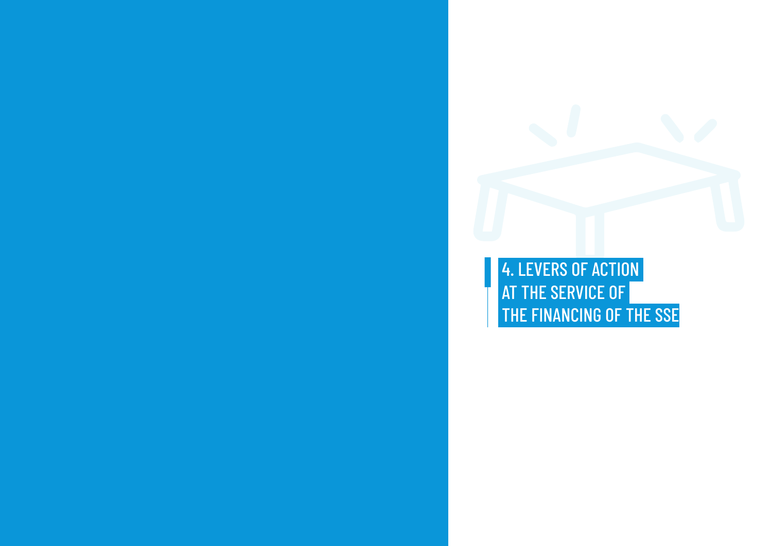# 4. LEVERS OF ACTION AT THE SERVICE OF THE FINANCING OF THE SSE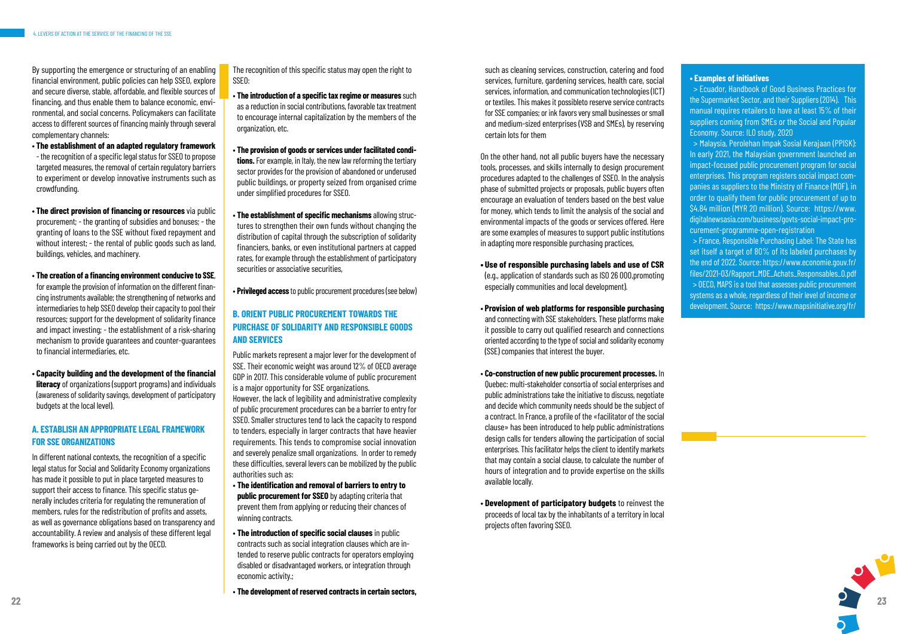By supporting the emergence or structuring of an enabling financial environment, public policies can help SSEO, explore and secure diverse, stable, affordable, and flexible sources of financing, and thus enable them to balance economic, environmental, and social concerns. Policymakers can facilitate access to different sources of financing mainly through several complementary channels:

- **The establishment of an adapted regulatory framework** - the recognition of a specific legal status for SSEO to propose targeted measures, the removal of certain regulatory barriers to experiment or develop innovative instruments such as crowdfunding.
- **The direct provision of financing or resources** via public procurement; - the granting of subsidies and bonuses; - the granting of loans to the SSE without fixed repayment and without interest; - the rental of public goods such as land, buildings, vehicles, and machinery.
- **The creation of a financing environment conducive to SSE**, for example the provision of information on the different financing instruments available; the strengthening of networks and intermediaries to help SSEO develop their capacity to pool their resources; support for the development of solidarity finance and impact investing; - the establishment of a risk-sharing mechanism to provide guarantees and counter-guarantees to financial intermediaries, etc.
- **Capacity building and the development of the financial literacy** of organizations (support programs) and individuals (awareness of solidarity savings, development of participatory budgets at the local level).

## A. ESTABLISH AN APPROPRIATE LEGAL FRAMEWORK FOR SSE ORGANIZATIONS

In different national contexts, the recognition of a specific legal status for Social and Solidarity Economy organizations has made it possible to put in place targeted measures to support their access to finance. This specific status generally includes criteria for regulating the remuneration of members, rules for the redistribution of profits and assets, as well as governance obligations based on transparency and accountability. A review and analysis of these different legal frameworks is being carried out by the OECD.

The recognition of this specific status may open the right to SSEO:

- **The introduction of a specific tax regime or measures** such as a reduction in social contributions, favorable tax treatment to encourage internal capitalization by the members of the organization, etc.
- **The provision of goods or services under facilitated conditions.** For example, in Italy, the new law reforming the tertiary sector provides for the provision of abandoned or underused public buildings, or property seized from organised crime under simplified procedures for SSEO.
- **The establishment of specific mechanisms** allowing structures to strengthen their own funds without changing the distribution of capital through the subscription of solidarity financiers, banks, or even institutional partners at capped rates, for example through the establishment of participatory securities or associative securities,
- **Privileged access** to public procurement procedures (see below)

## B. ORIENT PUBLIC PROCUREMENT TOWARDS THE PURCHASE OF SOLIDARITY AND RESPONSIBLE GOODS AND SERVICES

Public markets represent a major lever for the development of SSE. Their economic weight was around 12% of OECD average GDP in 2017. This considerable volume of public procurement is a major opportunity for SSE organizations.

However, the lack of legibility and administrative complexity of public procurement procedures can be a barrier to entry for SSEO. Smaller structures tend to lack the capacity to respond to tenders, especially in larger contracts that have heavier requirements. This tends to compromise social innovation and severely penalize small organizations. In order to remedy these difficulties, several levers can be mobilized by the public authorities such as:

- **The identification and removal of barriers to entry to public procurement for SSEO** by adapting criteria that prevent them from applying or reducing their chances of winning contracts.
- **The introduction of specific social clauses** in public contracts such as social integration clauses which are intended to reserve public contracts for operators employing disabled or disadvantaged workers, or integration through economic activity.;
- **The development of reserved contracts in certain sectors,** such as cleaning services, construction, catering and food services, furniture, gardening services, health care, social services, information, and communication technologies (ICT) or textiles. This makes it possibleto reserve service contracts for SSE companies; or ink favors very small businesses or small and medium-sized enterprises (VSB and SMEs), by reserving certain lots for them

On the other hand, not all public buyers have the necessary tools, processes, and skills internally to design procurement procedures adapted to the challenges of SSEO. In the analysis phase of submitted projects or proposals, public buyers often encourage an evaluation of tenders based on the best value for money, which tends to limit the analysis of the social and environmental impacts of the goods or services offered. Here are some examples of measures to support public institutions in adapting more responsible purchasing practices,

- **Use of responsible purchasing labels and use of CSR** (e.g., application of standards such as ISO 26 000,promoting especially communities and local development).
- **Provision of web platforms for responsible purchasing** and connecting with SSE stakeholders. These platforms make it possible to carry out qualified research and connections oriented according to the type of social and solidarity economy (SSE) companies that interest the buyer.
- **Co-construction of new public procurement processes.** In Quebec: multi-stakeholder consortia of social enterprises and public administrations take the initiative to discuss, negotiate and decide which community needs should be the subject of a contract. In France, a profile of the «facilitator of the social clause» has been introduced to help public administrations design calls for tenders allowing the participation of social enterprises. This facilitator helps the client to identify markets that may contain a social clause, to calculate the number of hours of integration and to provide expertise on the skills available locally.
- **Development of participatory budgets** to reinvest the proceeds of local tax by the inhabitants of a territory in local projects often favoring SSEO.

**• Examples of initiatives**

> Ecuador, Handbook of Good Business Practices for the Supermarket Sector, and their Suppliers (2014). This manual requires retailers to have at least 15% of their suppliers coming from SMEs or the Social and Popular Economy. Source: ILO study, 2020

> Malaysia, Perolehan Impak Sosial Kerajaan (PPISK): In early 2021, the Malaysian government launched an impact-focused public procurement program for social enterprises. This program registers social impact companies as suppliers to the Ministry of Finance (MOF), in order to qualify them for public procurement of up to $4.84 million (MYR 20 million). Source: https://www.digitalnewsasia.com/business/govts-social-impact-procurement-programme-open-registration

> France, Responsible Purchasing Label: The State has set itself a target of 80% of its labeled purchases by the end of 2022. Source: https://www.economie.gouv.fr/files/2021-03/Rapport_MDE_Achats_Responsables_0.pdf

> OECD, MAPS is a tool that assesses public procurement systems as a whole, regardless of their level of income or development. Source: https://www.mapsinitiative.org/fr/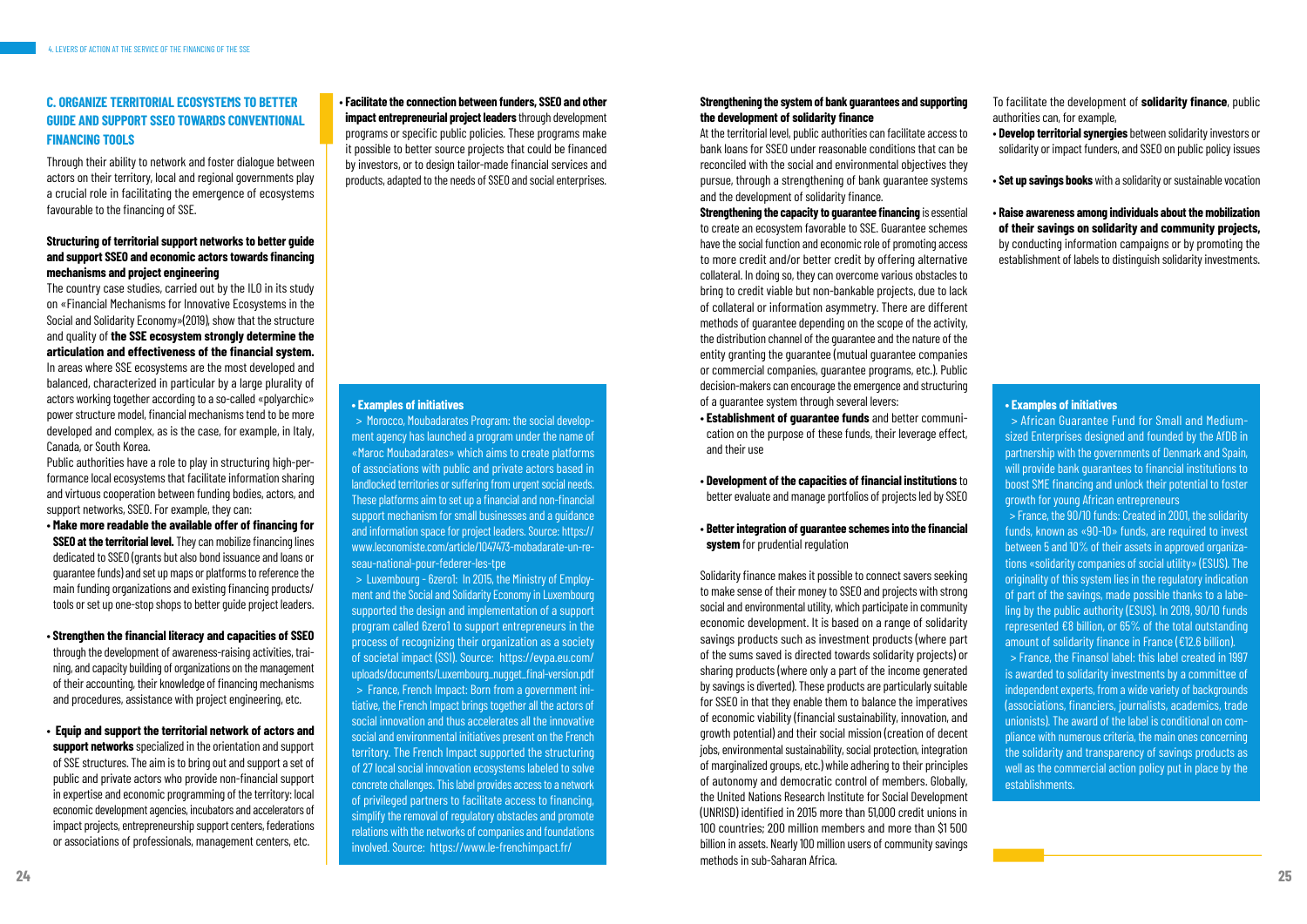## C. ORGANIZE TERRITORIAL ECOSYSTEMS TO BETTER GUIDE AND SUPPORT SSEO TOWARDS CONVENTIONAL FINANCING TOOLS

Through their ability to network and foster dialogue between actors on their territory, local and regional governments play a crucial role in facilitating the emergence of ecosystems favourable to the financing of SSE.

### Structuring of territorial support networks to better guide and support SSEO and economic actors towards financing mechanisms and project engineering

The country case studies, carried out by the ILO in its study on «Financial Mechanisms for Innovative Ecosystems in the Social and Solidarity Economy»(2019), show that the structure and quality of **the SSE ecosystem strongly determine the articulation and effectiveness of the financial system.** In areas where SSE ecosystems are the most developed and balanced, characterized in particular by a large plurality of actors working together according to a so-called «polyarchic» power structure model, financial mechanisms tend to be more developed and complex, as is the case, for example, in Italy, Canada, or South Korea.

Public authorities have a role to play in structuring high-performance local ecosystems that facilitate information sharing and virtuous cooperation between funding bodies, actors, and support networks, SSEO. For example, they can:

- **Make more readable the available offer of financing for SSEO at the territorial level.** They can mobilize financing lines dedicated to SSEO (grants but also bond issuance and loans or guarantee funds) and set up maps or platforms to reference the main funding organizations and existing financing products/tools or set up one-stop shops to better guide project leaders.
- **Strengthen the financial literacy and capacities of SSEO** through the development of awareness-raising activities, training, and capacity building of organizations on the management of their accounting, their knowledge of financing mechanisms and procedures, assistance with project engineering, etc.
- **Equip and support the territorial network of actors and support networks** specialized in the orientation and support of SSE structures. The aim is to bring out and support a set of public and private actors who provide non-financial support in expertise and economic programming of the territory: local economic development agencies, incubators and accelerators of impact projects, entrepreneurship support centers, federations or associations of professionals, management centers, etc.
- **Facilitate the connection between funders, SSEO and other impact entrepreneurial project leaders** through development programs or specific public policies. These programs make it possible to better source projects that could be financed by investors, or to design tailor-made financial services and products, adapted to the needs of SSEO and social enterprises.

**• Examples of initiatives**

> Morocco, Moubadarates Program: the social development agency has launched a program under the name of «Maroc Moubadarates» which aims to create platforms of associations with public and private actors based in landlocked territories or suffering from urgent social needs. These platforms aim to set up a financial and non-financial support mechanism for small businesses and a guidance and information space for project leaders. Source: https://www.leconomiste.com/article/1047473-mobadarate-un-reseau-national-pour-federer-les-tpe

> Luxembourg - 6zero1: In 2015, the Ministry of Employment and the Social and Solidarity Economy in Luxembourg supported the design and implementation of a support program called 6zero1 to support entrepreneurs in the process of recognizing their organization as a society of societal impact (SSI). Source: https://evpa.eu.com/uploads/documents/Luxembourg_nugget_final-version.pdf

> France, French Impact: Born from a government initiative, the French Impact brings together all the actors of social innovation and thus accelerates all the innovative social and environmental initiatives present on the French territory. The French Impact supported the structuring of 27 local social innovation ecosystems labeled to solve concrete challenges. This label provides access to a network of privileged partners to facilitate access to financing, simplify the removal of regulatory obstacles and promote relations with the networks of companies and foundations involved. Source: https://www.le-frenchimpact.fr/

### Strengthening the system of bank guarantees and supporting the development of solidarity finance

At the territorial level, public authorities can facilitate access to bank loans for SSEO under reasonable conditions that can be reconciled with the social and environmental objectives they pursue, through a strengthening of bank guarantee systems and the development of solidarity finance.

**Strengthening the capacity to guarantee financing** is essential to create an ecosystem favorable to SSE. Guarantee schemes have the social function and economic role of promoting access to more credit and/or better credit by offering alternative collateral. In doing so, they can overcome various obstacles to bring to credit viable but non-bankable projects, due to lack of collateral or information asymmetry. There are different methods of guarantee depending on the scope of the activity, the distribution channel of the guarantee and the nature of the entity granting the guarantee (mutual guarantee companies or commercial companies, guarantee programs, etc.). Public decision-makers can encourage the emergence and structuring of a guarantee system through several levers:

- **Establishment of guarantee funds** and better communication on the purpose of these funds, their leverage effect, and their use
- **Development of the capacities of financial institutions** to better evaluate and manage portfolios of projects led by SSEO
- **Better integration of guarantee schemes into the financial system** for prudential regulation

Solidarity finance makes it possible to connect savers seeking to make sense of their money to SSEO and projects with strong social and environmental utility, which participate in community economic development. It is based on a range of solidarity savings products such as investment products (where part of the sums saved is directed towards solidarity projects) or sharing products (where only a part of the income generated by savings is diverted). These products are particularly suitable for SSEO in that they enable them to balance the imperatives of economic viability (financial sustainability, innovation, and growth potential) and their social mission (creation of decent jobs, environmental sustainability, social protection, integration of marginalized groups, etc.) while adhering to their principles of autonomy and democratic control of members. Globally, the United Nations Research Institute for Social Development (UNRISD) identified in 2015 more than 51,000 credit unions in 100 countries; 200 million members and more than $1 500 billion in assets. Nearly 100 million users of community savings methods in sub-Saharan Africa.

To facilitate the development of **solidarity finance**, public authorities can, for example,

- **Develop territorial synergies** between solidarity investors or solidarity or impact funders, and SSEO on public policy issues
- **Set up savings books** with a solidarity or sustainable vocation
- **Raise awareness among individuals about the mobilization of their savings on solidarity and community projects,** by conducting information campaigns or by promoting the establishment of labels to distinguish solidarity investments.

**• Examples of initiatives**

> African Guarantee Fund for Small and Medium-sized Enterprises designed and founded by the AfDB in partnership with the governments of Denmark and Spain, will provide bank guarantees to financial institutions to boost SME financing and unlock their potential to foster growth for young African entrepreneurs

> France, the 90/10 funds: Created in 2001, the solidarity funds, known as «90-10» funds, are required to invest between 5 and 10% of their assets in approved organizations «solidarity companies of social utility» (ESUS). The originality of this system lies in the regulatory indication of part of the savings, made possible thanks to a labeling by the public authority (ESUS). In 2019, 90/10 funds represented €8 billion, or 65% of the total outstanding amount of solidarity finance in France (€12.6 billion).

> France, the Finansol label: this label created in 1997 is awarded to solidarity investments by a committee of independent experts, from a wide variety of backgrounds (associations, financiers, journalists, academics, trade unionists). The award of the label is conditional on compliance with numerous criteria, the main ones concerning the solidarity and transparency of savings products as well as the commercial action policy put in place by the establishments.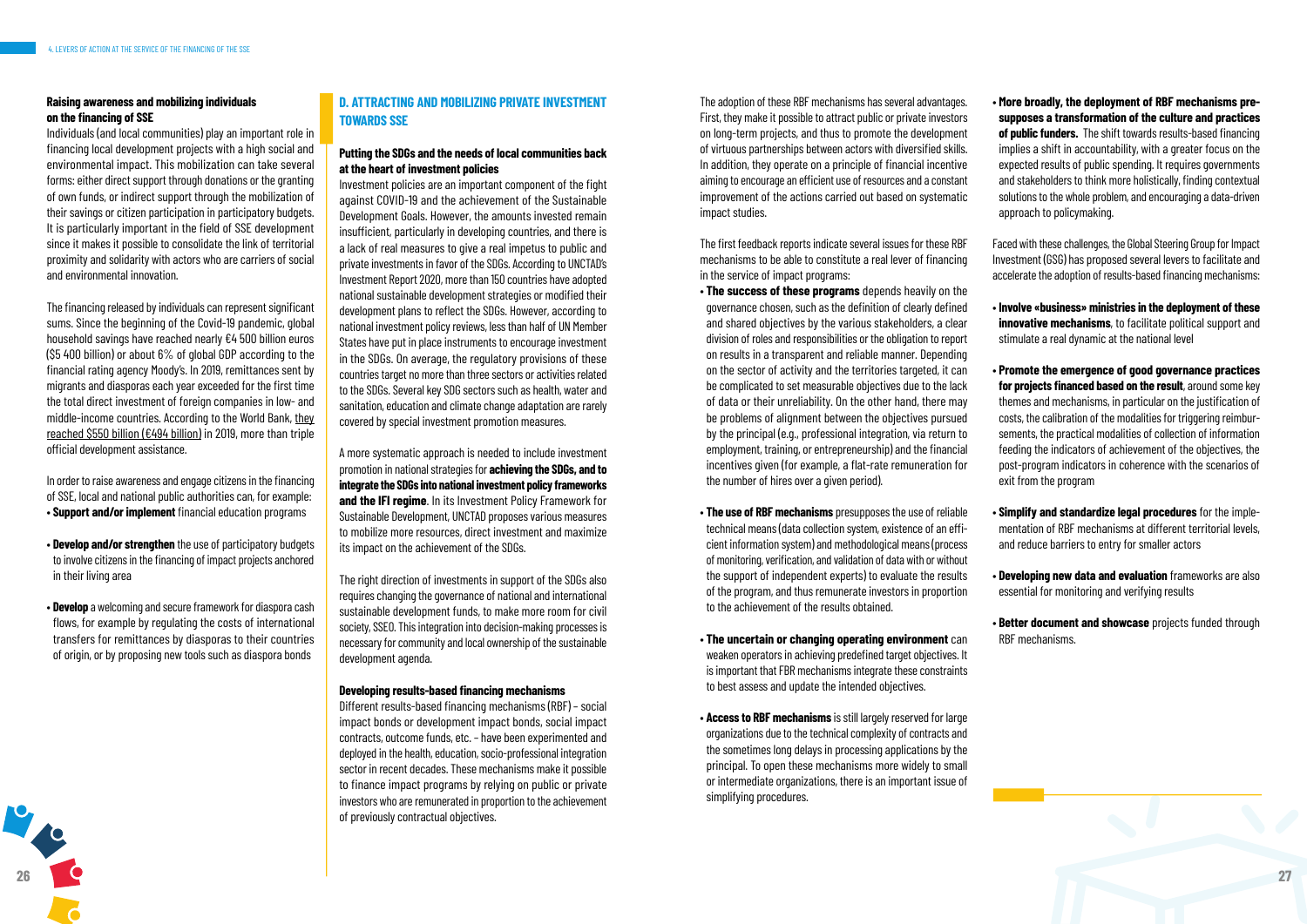**Raising awareness and mobilizing individuals on the financing of SSE**

Individuals (and local communities) play an important role in financing local development projects with a high social and environmental impact. This mobilization can take several forms: either direct support through donations or the granting of own funds, or indirect support through the mobilization of their savings or citizen participation in participatory budgets. It is particularly important in the field of SSE development since it makes it possible to consolidate the link of territorial proximity and solidarity with actors who are carriers of social and environmental innovation.

The financing released by individuals can represent significant sums. Since the beginning of the Covid-19 pandemic, global household savings have reached nearly €4 500 billion euros ($5 400 billion) or about 6% of global GDP according to the financial rating agency Moody's. In 2019, remittances sent by migrants and diasporas each year exceeded for the first time the total direct investment of foreign companies in low- and middle-income countries. According to the World Bank, they reached $550 billion (€494 billion) in 2019, more than triple official development assistance.

In order to raise awareness and engage citizens in the financing of SSE, local and national public authorities can, for example:

- **Support and/or implement** financial education programs
- **Develop and/or strengthen** the use of participatory budgets to involve citizens in the financing of impact projects anchored in their living area
- **Develop** a welcoming and secure framework for diaspora cash flows, for example by regulating the costs of international transfers for remittances by diasporas to their countries of origin, or by proposing new tools such as diaspora bonds

## D. ATTRACTING AND MOBILIZING PRIVATE INVESTMENT TOWARDS SSE

**Putting the SDGs and the needs of local communities back at the heart of investment policies**

Investment policies are an important component of the fight against COVID-19 and the achievement of the Sustainable Development Goals. However, the amounts invested remain insufficient, particularly in developing countries, and there is a lack of real measures to give a real impetus to public and private investments in favor of the SDGs. According to UNCTAD's Investment Report 2020, more than 150 countries have adopted national sustainable development strategies or modified their development plans to reflect the SDGs. However, according to national investment policy reviews, less than half of UN Member States have put in place instruments to encourage investment in the SDGs. On average, the regulatory provisions of these countries target no more than three sectors or activities related to the SDGs. Several key SDG sectors such as health, water and sanitation, education and climate change adaptation are rarely covered by special investment promotion measures.

A more systematic approach is needed to include investment promotion in national strategies for **achieving the SDGs, and to integrate the SDGs into national investment policy frameworks and the IFI regime**. In its Investment Policy Framework for Sustainable Development, UNCTAD proposes various measures to mobilize more resources, direct investment and maximize its impact on the achievement of the SDGs.

The right direction of investments in support of the SDGs also requires changing the governance of national and international sustainable development funds, to make more room for civil society, SSEO. This integration into decision-making processes is necessary for community and local ownership of the sustainable development agenda.

**Developing results-based financing mechanisms**

Different results-based financing mechanisms (RBF) – social impact bonds or development impact bonds, social impact contracts, outcome funds, etc. – have been experimented and deployed in the health, education, socio-professional integration sector in recent decades. These mechanisms make it possible to finance impact programs by relying on public or private investors who are remunerated in proportion to the achievement of previously contractual objectives.

The adoption of these RBF mechanisms has several advantages. First, they make it possible to attract public or private investors on long-term projects, and thus to promote the development of virtuous partnerships between actors with diversified skills. In addition, they operate on a principle of financial incentive aiming to encourage an efficient use of resources and a constant improvement of the actions carried out based on systematic impact studies.

The first feedback reports indicate several issues for these RBF mechanisms to be able to constitute a real lever of financing in the service of impact programs:

- **The success of these programs** depends heavily on the governance chosen, such as the definition of clearly defined and shared objectives by the various stakeholders, a clear division of roles and responsibilities or the obligation to report on results in a transparent and reliable manner. Depending on the sector of activity and the territories targeted, it can be complicated to set measurable objectives due to the lack of data or their unreliability. On the other hand, there may be problems of alignment between the objectives pursued by the principal (e.g., professional integration, via return to employment, training, or entrepreneurship) and the financial incentives given (for example, a flat-rate remuneration for the number of hires over a given period).
- **The use of RBF mechanisms** presupposes the use of reliable technical means (data collection system, existence of an efficient information system) and methodological means (process of monitoring, verification, and validation of data with or without the support of independent experts) to evaluate the results of the program, and thus remunerate investors in proportion to the achievement of the results obtained.
- **The uncertain or changing operating environment** can weaken operators in achieving predefined target objectives. It is important that FBR mechanisms integrate these constraints to best assess and update the intended objectives.
- **Access to RBF mechanisms** is still largely reserved for large organizations due to the technical complexity of contracts and the sometimes long delays in processing applications by the principal. To open these mechanisms more widely to small or intermediate organizations, there is an important issue of simplifying procedures.
- **More broadly, the deployment of RBF mechanisms presupposes a transformation of the culture and practices of public funders.** The shift towards results-based financing implies a shift in accountability, with a greater focus on the expected results of public spending. It requires governments and stakeholders to think more holistically, finding contextual solutions to the whole problem, and encouraging a data-driven approach to policymaking.

Faced with these challenges, the Global Steering Group for Impact Investment (GSG) has proposed several levers to facilitate and accelerate the adoption of results-based financing mechanisms:

- **Involve «business» ministries in the deployment of these innovative mechanisms**, to facilitate political support and stimulate a real dynamic at the national level
- **Promote the emergence of good governance practices for projects financed based on the result**, around some key themes and mechanisms, in particular on the justification of costs, the calibration of the modalities for triggering reimbursements, the practical modalities of collection of information feeding the indicators of achievement of the objectives, the post-program indicators in coherence with the scenarios of exit from the program
- **Simplify and standardize legal procedures** for the implementation of RBF mechanisms at different territorial levels, and reduce barriers to entry for smaller actors
- **Developing new data and evaluation** frameworks are also essential for monitoring and verifying results
- **Better document and showcase** projects funded through RBF mechanisms.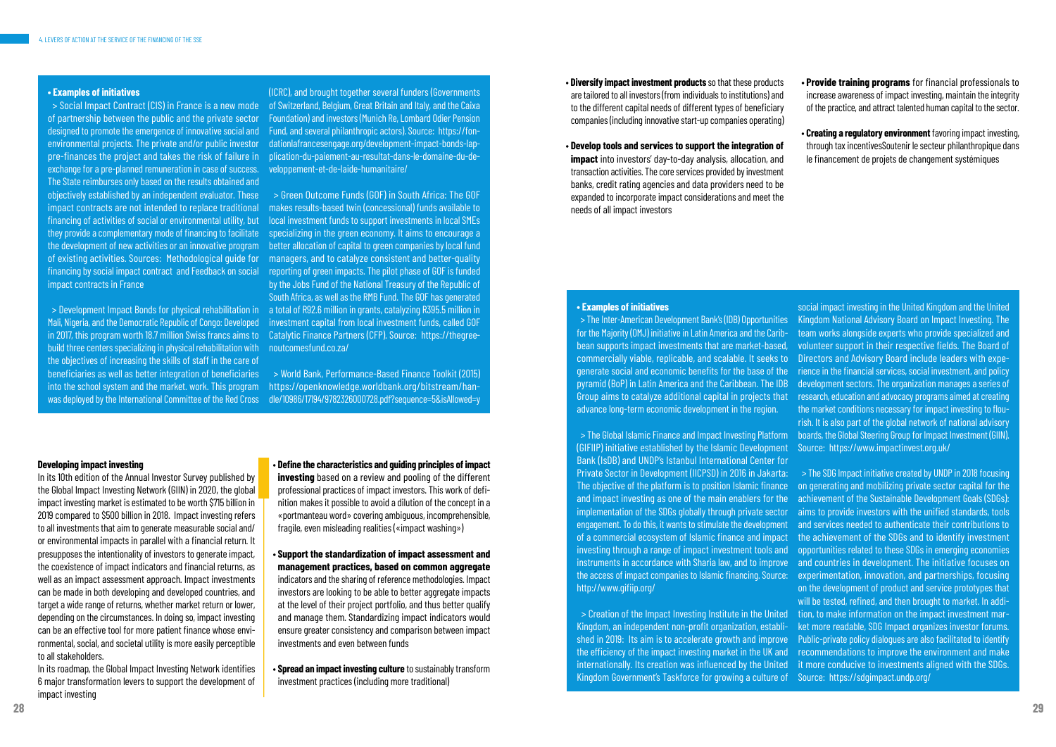**• Examples of initiatives**

> Social Impact Contract (CIS) in France is a new mode of partnership between the public and the private sector designed to promote the emergence of innovative social and environmental projects. The private and/or public investor pre-finances the project and takes the risk of failure in exchange for a pre-planned remuneration in case of success. The State reimburses only based on the results obtained and objectively established by an independent evaluator. These impact contracts are not intended to replace traditional financing of activities of social or environmental utility, but they provide a complementary mode of financing to facilitate the development of new activities or an innovative program of existing activities. Sources: Methodological guide for financing by social impact contract and Feedback on social impact contracts in France

> Development Impact Bonds for physical rehabilitation in Mali, Nigeria, and the Democratic Republic of Congo: Developed in 2017, this program worth 18.7 million Swiss francs aims to build three centers specializing in physical rehabilitation with the objectives of increasing the skills of staff in the care of beneficiaries as well as better integration of beneficiaries into the school system and the market. work. This program was deployed by the International Committee of the Red Cross (ICRC), and brought together several funders (Governments of Switzerland, Belgium, Great Britain and Italy, and the Caixa Foundation) and investors (Munich Re, Lombard Odier Pension Fund, and several philanthropic actors). Source: https://fondationlafrancesengage.org/development-impact-bonds-lapplication-du-paiement-au-resultat-dans-le-domaine-du-developpement-et-de-laide-humanitaire/

> Green Outcome Funds (GOF) in South Africa: The GOF makes results-based twin (concessional) funds available to local investment funds to support investments in local SMEs specializing in the green economy. It aims to encourage a better allocation of capital to green companies by local fund managers, and to catalyze consistent and better-quality reporting of green impacts. The pilot phase of GOF is funded by the Jobs Fund of the National Treasury of the Republic of South Africa, as well as the RMB Fund. The GOF has generated a total of R92.6 million in grants, catalyzing R395.5 million in investment capital from local investment funds, called GOF Catalytic Finance Partners (CFP). Source: https://thegreenoutcomesfund.co.za/

> World Bank, Performance-Based Finance Toolkit (2015) https://openknowledge.worldbank.org/bitstream/handle/10986/17194/9782326000728.pdf?sequence=5&isAllowed=y

**Developing impact investing**

In its 10th edition of the Annual Investor Survey published by the Global Impact Investing Network (GIIN) in 2020, the global impact investing market is estimated to be worth $715 billion in 2019 compared to $500 billion in 2018. Impact investing refers to all investments that aim to generate measurable social and/or environmental impacts in parallel with a financial return. It presupposes the intentionality of investors to generate impact, the coexistence of impact indicators and financial returns, as well as an impact assessment approach. Impact investments can be made in both developing and developed countries, and target a wide range of returns, whether market return or lower, depending on the circumstances. In doing so, impact investing can be an effective tool for more patient finance whose environmental, social, and societal utility is more easily perceptible to all stakeholders.

In its roadmap, the Global Impact Investing Network identifies 6 major transformation levers to support the development of impact investing

- **Define the characteristics and guiding principles of impact investing** based on a review and pooling of the different professional practices of impact investors. This work of definition makes it possible to avoid a dilution of the concept in a «portmanteau word» covering ambiguous, incomprehensible, fragile, even misleading realities («impact washing»)
- **Support the standardization of impact assessment and management practices, based on common aggregate** indicators and the sharing of reference methodologies. Impact investors are looking to be able to better aggregate impacts at the level of their project portfolio, and thus better qualify and manage them. Standardizing impact indicators would ensure greater consistency and comparison between impact investments and even between funds
- **Spread an impact investing culture** to sustainably transform investment practices (including more traditional)
- **Diversify impact investment products** so that these products are tailored to all investors (from individuals to institutions) and to the different capital needs of different types of beneficiary companies (including innovative start-up companies operating)
- **Develop tools and services to support the integration of impact** into investors' day-to-day analysis, allocation, and transaction activities. The core services provided by investment banks, credit rating agencies and data providers need to be expanded to incorporate impact considerations and meet the needs of all impact investors
- **Provide training programs** for financial professionals to increase awareness of impact investing, maintain the integrity of the practice, and attract talented human capital to the sector.
- **Creating a regulatory environment** favoring impact investing, through tax incentivesSoutenir le secteur philanthropique dans le financement de projets de changement systémiques

**• Examples of initiatives**

> The Inter-American Development Bank's (IDB) Opportunities for the Majority (OMJ) initiative in Latin America and the Caribbean supports impact investments that are market-based, commercially viable, replicable, and scalable. It seeks to generate social and economic benefits for the base of the pyramid (BoP) in Latin America and the Caribbean. The IDB Group aims to catalyze additional capital in projects that advance long-term economic development in the region.

> The Global Islamic Finance and Impact Investing Platform (GIFIIP) initiative established by the Islamic Development Bank (IsDB) and UNDP's Istanbul International Center for Private Sector in Development (IICPSD) in 2016 in Jakarta: The objective of the platform is to position Islamic finance and impact investing as one of the main enablers for the implementation of the SDGs globally through private sector engagement. To do this, it wants to stimulate the development of a commercial ecosystem of Islamic finance and impact investing through a range of impact investment tools and instruments in accordance with Sharia law, and to improve the access of impact companies to Islamic financing. Source: http://www.gifiip.org/

> Creation of the Impact Investing Institute in the United Kingdom, an independent non-profit organization, established in 2019: Its aim is to accelerate growth and improve the efficiency of the impact investing market in the UK and internationally. Its creation was influenced by the United Kingdom Government's Taskforce for growing a culture of social impact investing in the United Kingdom and the United Kingdom National Advisory Board on Impact Investing. The team works alongside experts who provide specialized and volunteer support in their respective fields. The Board of Directors and Advisory Board include leaders with experience in the financial services, social investment, and policy development sectors. The organization manages a series of research, education and advocacy programs aimed at creating the market conditions necessary for impact investing to flourish. It is also part of the global network of national advisory boards, the Global Steering Group for Impact Investment (GIIN). Source: https://www.impactinvest.org.uk/

> The SDG Impact initiative created by UNDP in 2018 focusing on generating and mobilizing private sector capital for the achievement of the Sustainable Development Goals (SDGs): aims to provide investors with the unified standards, tools and services needed to authenticate their contributions to the achievement of the SDGs and to identify investment opportunities related to these SDGs in emerging economies and countries in development. The initiative focuses on experimentation, innovation, and partnerships, focusing on the development of product and service prototypes that will be tested, refined, and then brought to market. In addition, to make information on the impact investment market more readable, SDG Impact organizes investor forums. Public-private policy dialogues are also facilitated to identify recommendations to improve the environment and make it more conducive to investments aligned with the SDGs. Source: https://sdgimpact.undp.org/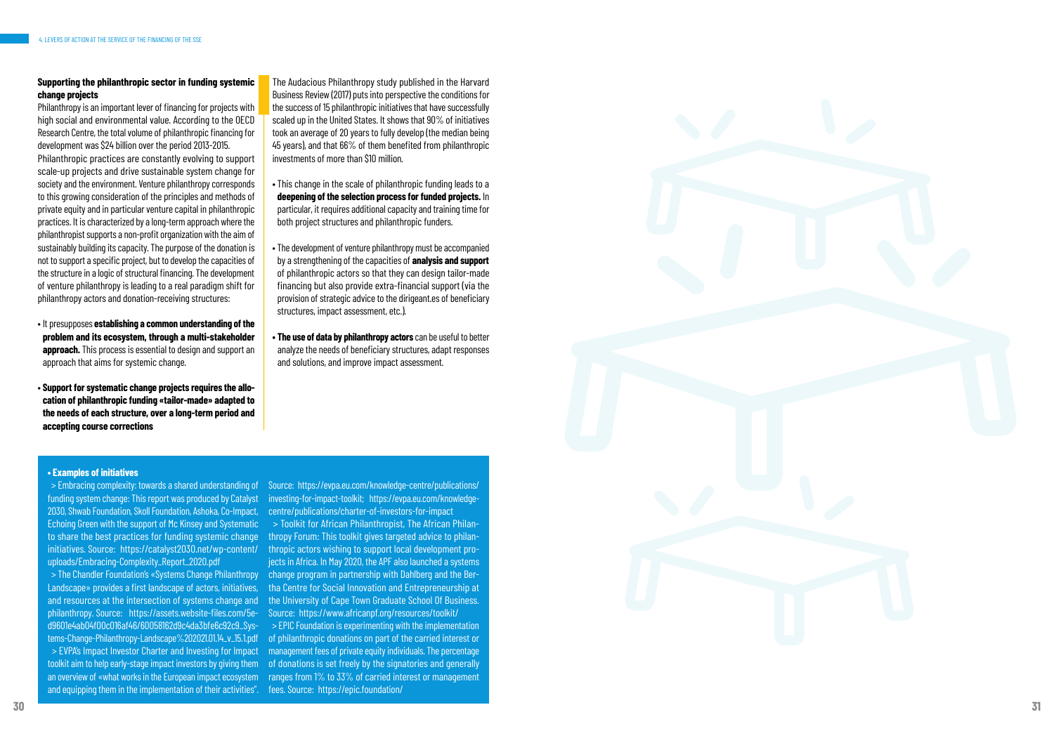### Supporting the philanthropic sector in funding systemic change projects

Philanthropy is an important lever of financing for projects with high social and environmental value. According to the OECD Research Centre, the total volume of philanthropic financing for development was $24 billion over the period 2013-2015.

Philanthropic practices are constantly evolving to support scale-up projects and drive sustainable system change for society and the environment. Venture philanthropy corresponds to this growing consideration of the principles and methods of private equity and in particular venture capital in philanthropic practices. It is characterized by a long-term approach where the philanthropist supports a non-profit organization with the aim of sustainably building its capacity. The purpose of the donation is not to support a specific project, but to develop the capacities of the structure in a logic of structural financing. The development of venture philanthropy is leading to a real paradigm shift for philanthropy actors and donation-receiving structures:

- It presupposes **establishing a common understanding of the problem and its ecosystem, through a multi-stakeholder approach.** This process is essential to design and support an approach that aims for systemic change.
- **Support for systematic change projects requires the allocation of philanthropic funding «tailor-made» adapted to the needs of each structure, over a long-term period and accepting course corrections**

The Audacious Philanthropy study published in the Harvard Business Review (2017) puts into perspective the conditions for the success of 15 philanthropic initiatives that have successfully scaled up in the United States. It shows that 90% of initiatives took an average of 20 years to fully develop (the median being 45 years), and that 66% of them benefited from philanthropic investments of more than $10 million.

- This change in the scale of philanthropic funding leads to a **deepening of the selection process for funded projects.** In particular, it requires additional capacity and training time for both project structures and philanthropic funders.
- The development of venture philanthropy must be accompanied by a strengthening of the capacities of **analysis and support** of philanthropic actors so that they can design tailor-made financing but also provide extra-financial support (via the provision of strategic advice to the dirigeant.es of beneficiary structures, impact assessment, etc.).
- **The use of data by philanthropy actors** can be useful to better analyze the needs of beneficiary structures, adapt responses and solutions, and improve impact assessment.

**• Examples of initiatives**

> Embracing complexity: towards a shared understanding of funding system change: This report was produced by Catalyst 2030, Shwab Foundation, Skoll Foundation, Ashoka, Co-Impact, Echoing Green with the support of Mc Kinsey and Systematic to share the best practices for funding systemic change initiatives. Source: https://catalyst2030.net/wp-content/uploads/Embracing-Complexity_Report_2020.pdf

> The Chandler Foundation's «Systems Change Philanthropy Landscape» provides a first landscape of actors, initiatives, and resources at the intersection of systems change and philanthropy. Source: https://assets.website-files.com/5ed9601e4ab04f00c016af46/60058162d9c4da3bfe6c92c9_Systems-Change-Philanthropy-Landscape%202021.01.14_v_15.1.pdf

> EVPA's Impact Investor Charter and Investing for Impact toolkit aim to help early-stage impact investors by giving them an overview of «what works in the European impact ecosystem and equipping them in the implementation of their activities". Source: https://evpa.eu.com/knowledge-centre/publications/investing-for-impact-toolkit; https://evpa.eu.com/knowledge-centre/publications/charter-of-investors-for-impact

> Toolkit for African Philanthropist, The African Philanthropy Forum: This toolkit gives targeted advice to philanthropic actors wishing to support local development projects in Africa. In May 2020, the APF also launched a systems change program in partnership with Dahlberg and the Bertha Centre for Social Innovation and Entrepreneurship at the University of Cape Town Graduate School Of Business. Source: https://www.africanpf.org/resources/toolkit/

> EPIC Foundation is experimenting with the implementation of philanthropic donations on part of the carried interest or management fees of private equity individuals. The percentage of donations is set freely by the signatories and generally ranges from 1% to 33% of carried interest or management fees. Source: https://epic.foundation/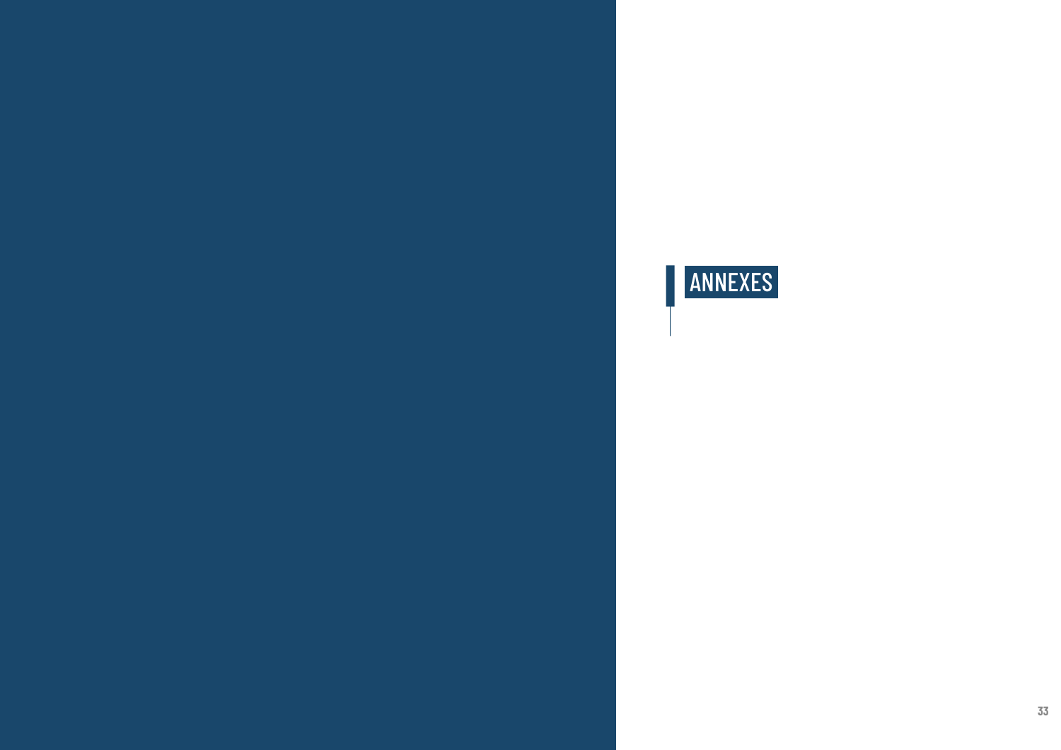# ANNEXES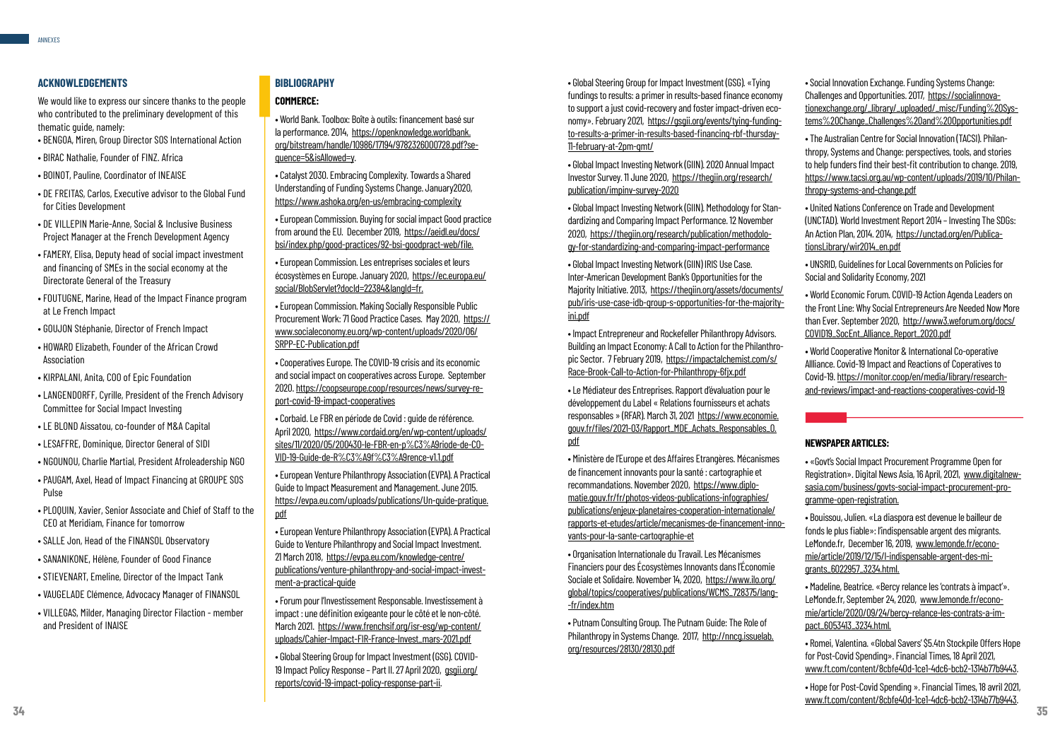## ACKNOWLEDGEMENTS

We would like to express our sincere thanks to the people who contributed to the preliminary development of this thematic guide, namely:

- BENGOA, Miren, Group Director SOS International Action
- BIRAC Nathalie, Founder of FINZ. Africa
- BOINOT, Pauline, Coordinator of INEAISE
- DE FREITAS, Carlos, Executive advisor to the Global Fund for Cities Development
- DE VILLEPIN Marie-Anne, Social & Inclusive Business Project Manager at the French Development Agency
- FAMERY, Elisa, Deputy head of social impact investment and financing of SMEs in the social economy at the Directorate General of the Treasury
- FOUTUGNE, Marine, Head of the Impact Finance program at Le French Impact
- GOUJON Stéphanie, Director of French Impact
- HOWARD Elizabeth, Founder of the African Crowd Association
- KIRPALANI, Anita, COO of Epic Foundation
- LANGENDORFF, Cyrille, President of the French Advisory Committee for Social Impact Investing
- LE BLOND Aissatou, co-founder of M&A Capital
- LESAFFRE, Dominique, Director General of SIDI
- NGOUNOU, Charlie Martial, President Afroleadership NGO
- PAUGAM, Axel, Head of Impact Financing at GROUPE SOS Pulse
- PLOQUIN, Xavier, Senior Associate and Chief of Staff to the CEO at Meridiam, Finance for tomorrow
- SALLE Jon, Head of the FINANSOL Observatory
- SANANIKONE, Hélène, Founder of Good Finance
- STIEVENART, Emeline, Director of the Impact Tank
- VAUGELADE Clémence, Advocacy Manager of FINANSOL
- VILLEGAS, Milder, Managing Director Filaction - member and President of INAISE

## BIBLIOGRAPHY

### COMMERCE:

- World Bank. Toolbox: Boîte à outils: financement basé sur la performance. 2014, https://openknowledge.worldbank.org/bitstream/handle/10986/17194/9782326000728.pdf?sequence=5&isAllowed=y.
- Catalyst 2030. Embracing Complexity. Towards a Shared Understanding of Funding Systems Change. January2020, https://www.ashoka.org/en-us/embracing-complexity
- European Commission. Buying for social impact Good practice from around the EU. December 2019, https://aeidl.eu/docs/bsi/index.php/good-practices/92-bsi-goodpract-web/file.
- European Commission. Les entreprises sociales et leurs écosystèmes en Europe. January 2020, https://ec.europa.eu/social/BlobServlet?docId=22384&langId=fr.
- European Commission. Making Socially Responsible Public Procurement Work: 71 Good Practice Cases. May 2020, https://www.socialeconomy.eu.org/wp-content/uploads/2020/06/SRPP-EC-Publication.pdf
- Cooperatives Europe. The COVID-19 crisis and its economic and social impact on cooperatives across Europe. September 2020. https://coopseurope.coop/resources/news/survey-report-covid-19-impact-cooperatives
- Corbaid. Le FBR en période de Covid : guide de référence. April 2020, https://www.cordaid.org/en/wp-content/uploads/sites/11/2020/05/200430-le-FBR-en-p%C3%A9riode-de-COVID-19-Guide-de-R%C3%A9f%C3%A9rence-v1.1.pdf
- European Venture Philanthropy Association (EVPA). A Practical Guide to Impact Measurement and Management. June 2015. https://evpa.eu.com/uploads/publications/Un-guide-pratique.pdf
- European Venture Philanthropy Association (EVPA). A Practical Guide to Venture Philanthropy and Social Impact Investment. 21 March 2018, https://evpa.eu.com/knowledge-centre/publications/venture-philanthropy-and-social-impact-investment-a-practical-guide
- Forum pour l'Investissement Responsable. Investissement à impact : une définition exigeante pour le côté et le non-côté. March 2021. https://www.frenchsif.org/isr-esg/wp-content/uploads/Cahier-Impact-FIR-France-Invest_mars-2021.pdf
- Global Steering Group for Impact Investment (GSG). COVID-19 Impact Policy Response – Part II. 27 April 2020, gsgii.org/reports/covid-19-impact-policy-response-part-ii.
- Global Steering Group for Impact Investment (GSG). «Tying fundings to results: a primer in results-based finance economy to support a just covid-recovery and foster impact-driven economy». February 2021, https://gsgii.org/events/tying-funding-to-results-a-primer-in-results-based-financing-rbf-thursday-11-february-at-2pm-gmt/
- Global Impact Investing Network (GIIN). 2020 Annual Impact Investor Survey. 11 June 2020, https://thegiin.org/research/publication/impinv-survey-2020
- Global Impact Investing Network (GIIN). Methodology for Standardizing and Comparing Impact Performance. 12 November 2020, https://thegiin.org/research/publication/methodology-for-standardizing-and-comparing-impact-performance
- Global Impact Investing Network (GIIN) IRIS Use Case. Inter-American Development Bank's Opportunities for the Majority Initiative. 2013, https://thegiin.org/assets/documents/pub/iris-use-case-idb-group-s-opportunities-for-the-majority-ini.pdf
- Impact Entrepreneur and Rockefeller Philanthropy Advisors. Building an Impact Economy: A Call to Action for the Philanthropic Sector. 7 February 2019, https://impactalchemist.com/s/Race-Brook-Call-to-Action-for-Philanthropy-6fjx.pdf
- Le Médiateur des Entreprises. Rapport d'évaluation pour le développement du Label « Relations fournisseurs et achats responsables » (RFAR). March 31, 2021 https://www.economie.gouv.fr/files/2021-03/Rapport_MDE_Achats_Responsables_0.pdf
- Ministère de l'Europe et des Affaires Etrangères. Mécanismes de financement innovants pour la santé : cartographie et recommandations. November 2020, https://www.diplomatie.gouv.fr/fr/photos-videos-publications-infographies/publications/enjeux-planetaires-cooperation-internationale/rapports-et-etudes/article/mecanismes-de-financement-innovants-pour-la-sante-cartographie-et
- Organisation Internationale du Travail. Les Mécanismes Financiers pour des Écosystèmes Innovants dans l'Économie Sociale et Solidaire. November 14, 2020, https://www.ilo.org/global/topics/cooperatives/publications/WCMS_728375/lang--fr/index.htm
- Putnam Consulting Group. The Putnam Guide: The Role of Philanthropy in Systems Change. 2017, http://nncg.issuelab.org/resources/28130/28130.pdf
- Social Innovation Exchange. Funding Systems Change: Challenges and Opportunities. 2017, https://socialinnovationexchange.org/_library/_uploaded/_misc/Funding%20Systems%20Change_Challenges%20and%20Opportunities.pdf
- The Australian Centre for Social Innovation (TACSI). Philanthropy, Systems and Change: perspectives, tools, and stories to help funders find their best-fit contribution to change. 2019, https://www.tacsi.org.au/wp-content/uploads/2019/10/Philanthropy-systems-and-change.pdf
- United Nations Conference on Trade and Development (UNCTAD). World Investment Report 2014 – Investing The SDGs: An Action Plan, 2014. 2014, https://unctad.org/en/PublicationsLibrary/wir2014_en.pdf
- UNSRID, Guidelines for Local Governments on Policies for Social and Solidarity Economy, 2021
- World Economic Forum. COVID-19 Action Agenda Leaders on the Front Line: Why Social Entrepreneurs Are Needed Now More than Ever. September 2020, http://www3.weforum.org/docs/COVID19_SocEnt_Alliance_Report_2020.pdf
- World Cooperative Monitor & International Co-operative Allliance. Covid-19 Impact and Reactions of Cooperatives to Covid-19. https://monitor.coop/en/media/library/research-and-reviews/impact-and-reactions-cooperatives-covid-19

### NEWSPAPER ARTICLES:

- «Govt's Social Impact Procurement Programme Open for Registration». Digital News Asia, 16 April, 2021, www.digitalnewsasia.com/business/govts-social-impact-procurement-programme-open-registration.
- Bouissou, Julien. «La diaspora est devenue le bailleur de fonds le plus fiable»: l'indispensable argent des migrants. LeMonde.fr, December 16, 2019, www.lemonde.fr/economie/article/2019/12/15/l-indispensable-argent-des-migrants_6022957_3234.html.
- Madeline, Beatrice. «Bercy relance les 'contrats à impact'». LeMonde.fr, September 24, 2020, www.lemonde.fr/economie/article/2020/09/24/bercy-relance-les-contrats-a-impact_6053413_3234.html.
- Romei, Valentina. «Global Savers' $5.4tn Stockpile Offers Hope for Post-Covid Spending». Financial Times, 18 April 2021, www.ft.com/content/8cbfe40d-1ce1-4dc6-bcb2-1314b77b9443.
- Hope for Post-Covid Spending ». Financial Times, 18 avril 2021, www.ft.com/content/8cbfe40d-1ce1-4dc6-bcb2-1314b77b9443.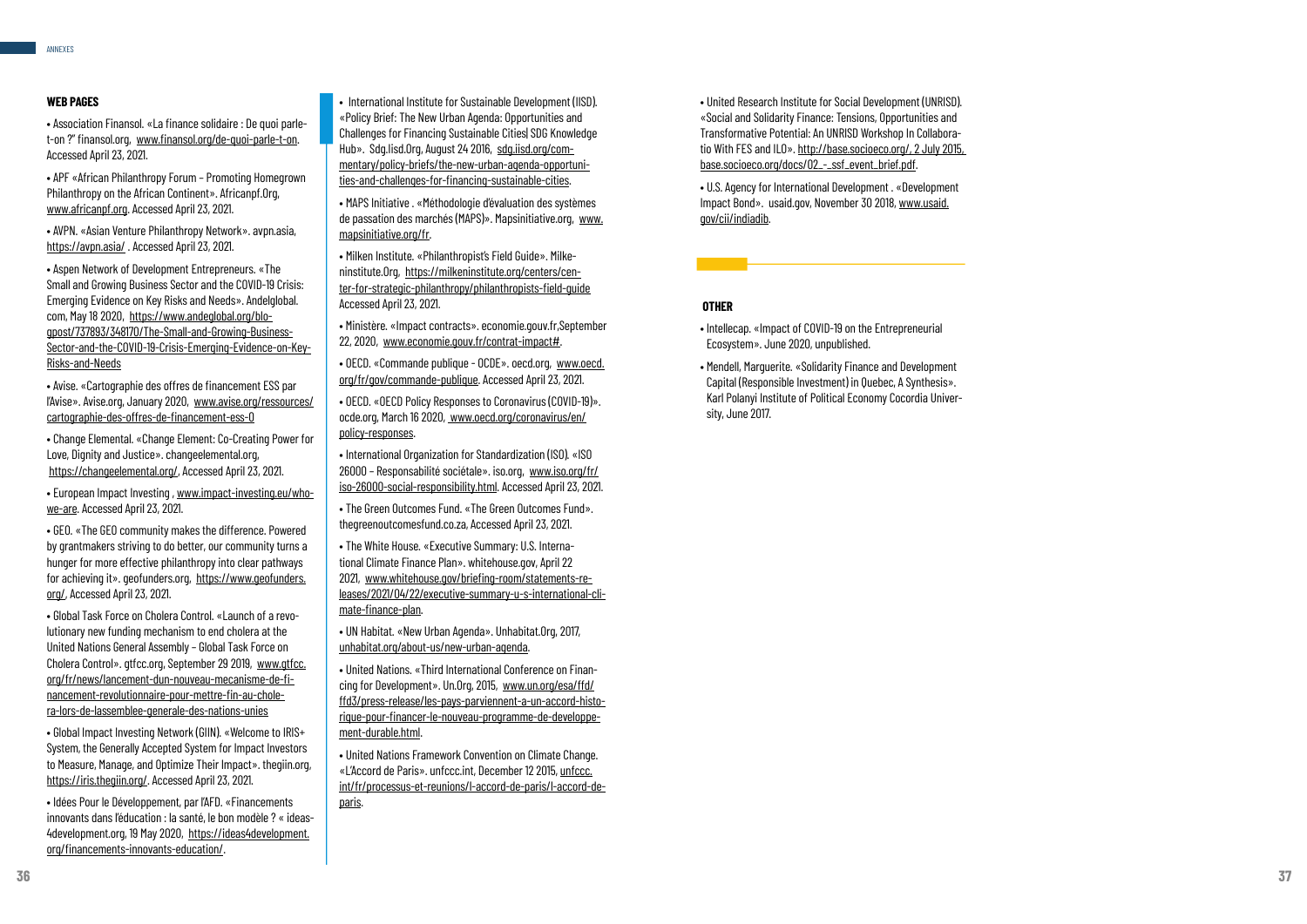#### WEB PAGES

- Association Finansol. «La finance solidaire : De quoi parle-t-on ?" finansol.org, www.finansol.org/de-quoi-parle-t-on. Accessed April 23, 2021.

- APF «African Philanthropy Forum – Promoting Homegrown Philanthropy on the African Continent». Africanpf.Org, www.africanpf.org. Accessed April 23, 2021.

- AVPN. «Asian Venture Philanthropy Network». avpn.asia, https://avpn.asia/ . Accessed April 23, 2021.

- Aspen Network of Development Entrepreneurs. «The Small and Growing Business Sector and the COVID-19 Crisis: Emerging Evidence on Key Risks and Needs». Andelglobal.com, May 18 2020, https://www.andeglobal.org/blogpost/737893/348170/The-Small-and-Growing-Business-Sector-and-the-COVID-19-Crisis-Emerging-Evidence-on-Key-Risks-and-Needs

- Avise. «Cartographie des offres de financement ESS par l'Avise». Avise.org, January 2020, www.avise.org/ressources/cartographie-des-offres-de-financement-ess-0

- Change Elemental. «Change Element: Co-Creating Power for Love, Dignity and Justice». changeelemental.org, https://changeelemental.org/, Accessed April 23, 2021.

- European Impact Investing , www.impact-investing.eu/who-we-are. Accessed April 23, 2021.

- GEO. «The GEO community makes the difference. Powered by grantmakers striving to do better, our community turns a hunger for more effective philanthropy into clear pathways for achieving it». geofunders.org, https://www.geofunders.org/, Accessed April 23, 2021.

- Global Task Force on Cholera Control. «Launch of a revolutionary new funding mechanism to end cholera at the United Nations General Assembly – Global Task Force on Cholera Control». gtfcc.org, September 29 2019, www.gtfcc.org/fr/news/lancement-dun-nouveau-mecanisme-de-financement-revolutionnaire-pour-mettre-fin-au-cholera-lors-de-lassemblee-generale-des-nations-unies

- Global Impact Investing Network (GIIN). «Welcome to IRIS+ System, the Generally Accepted System for Impact Investors to Measure, Manage, and Optimize Their Impact». thegiin.org, https://iris.thegiin.org/. Accessed April 23, 2021.

- Idées Pour le Développement, par l'AFD. «Financements innovants dans l'éducation : la santé, le bon modèle ? « ideas4development.org, 19 May 2020, https://ideas4development.org/financements-innovants-education/.

- International Institute for Sustainable Development (IISD). «Policy Brief: The New Urban Agenda: Opportunities and Challenges for Financing Sustainable Cities| SDG Knowledge Hub». Sdg.Iisd.Org, August 24 2016, sdg.iisd.org/commentary/policy-briefs/the-new-urban-agenda-opportunities-and-challenges-for-financing-sustainable-cities.

- MAPS Initiative . «Méthodologie d'évaluation des systèmes de passation des marchés (MAPS)». Mapsinitiative.org, www.mapsinitiative.org/fr.

- Milken Institute. «Philanthropist's Field Guide». Milkeninstitute.Org, https://milkeninstitute.org/centers/center-for-strategic-philanthropy/philanthropists-field-guide Accessed April 23, 2021.

- Ministère. «Impact contracts». economie.gouv.fr,September 22, 2020, www.economie.gouv.fr/contrat-impact#.

- OECD. «Commande publique - OCDE». oecd.org, www.oecd.org/fr/gov/commande-publique. Accessed April 23, 2021.

- OECD. «OECD Policy Responses to Coronavirus (COVID-19)». ocde.org, March 16 2020, www.oecd.org/coronavirus/en/policy-responses.

- International Organization for Standardization (ISO). «ISO 26000 – Responsabilité sociétale». iso.org, www.iso.org/fr/iso-26000-social-responsibility.html. Accessed April 23, 2021.

- The Green Outcomes Fund. «The Green Outcomes Fund». thegreenoutcomesfund.co.za, Accessed April 23, 2021.

- The White House. «Executive Summary: U.S. International Climate Finance Plan». whitehouse.gov, April 22 2021, www.whitehouse.gov/briefing-room/statements-releases/2021/04/22/executive-summary-u-s-international-climate-finance-plan.

- UN Habitat. «New Urban Agenda». Unhabitat.Org, 2017, unhabitat.org/about-us/new-urban-agenda.

- United Nations. «Third International Conference on Financing for Development». Un.Org, 2015, www.un.org/esa/ffd/ffd3/press-release/les-pays-parviennent-a-un-accord-historique-pour-financer-le-nouveau-programme-de-developpement-durable.html.

- United Nations Framework Convention on Climate Change. «L'Accord de Paris». unfccc.int, December 12 2015, unfccc.int/fr/processus-et-reunions/l-accord-de-paris/l-accord-de-paris.

- United Research Institute for Social Development (UNRISD). «Social and Solidarity Finance: Tensions, Opportunities and Transformative Potential: An UNRISD Workshop In Collaboratio With FES and ILO». http://base.socioeco.org/, 2 July 2015, base.socioeco.org/docs/02_-_ssf_event_brief.pdf.

- U.S. Agency for International Development . «Development Impact Bond». usaid.gov, November 30 2018, www.usaid.gov/cii/indiadib.

#### OTHER

- Intellecap. «Impact of COVID-19 on the Entrepreneurial Ecosystem». June 2020, unpublished.
- Mendell, Marguerite. «Solidarity Finance and Development Capital (Responsible Investment) in Quebec, A Synthesis». Karl Polanyi Institute of Political Economy Cocordia University, June 2017.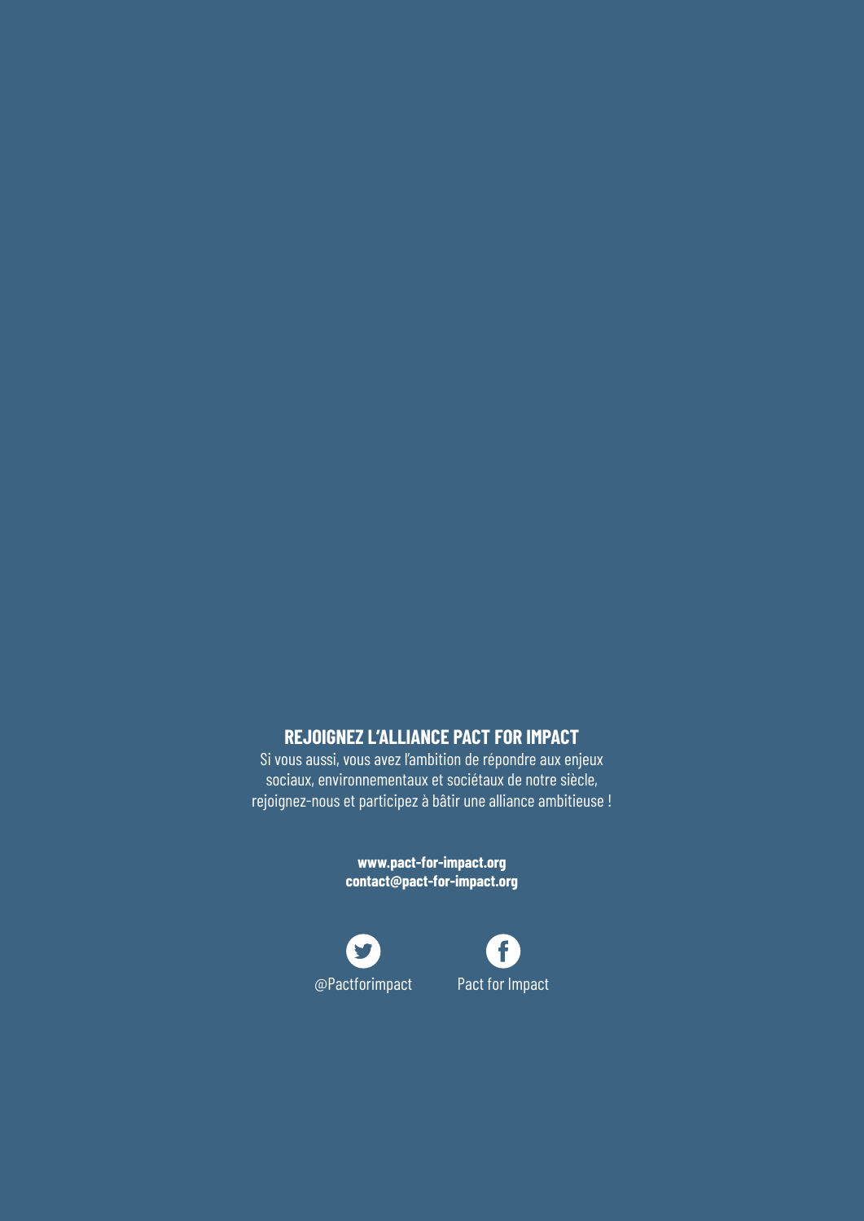## REJOIGNEZ L'ALLIANCE PACT FOR IMPACT

Si vous aussi, vous avez l'ambition de répondre aux enjeux sociaux, environnementaux et sociétaux de notre siècle, rejoignez-nous et participez à bâtir une alliance ambitieuse !

**www.pact-for-impact.org**
**contact@pact-for-impact.org**

@Pactforimpact

Pact for Impact